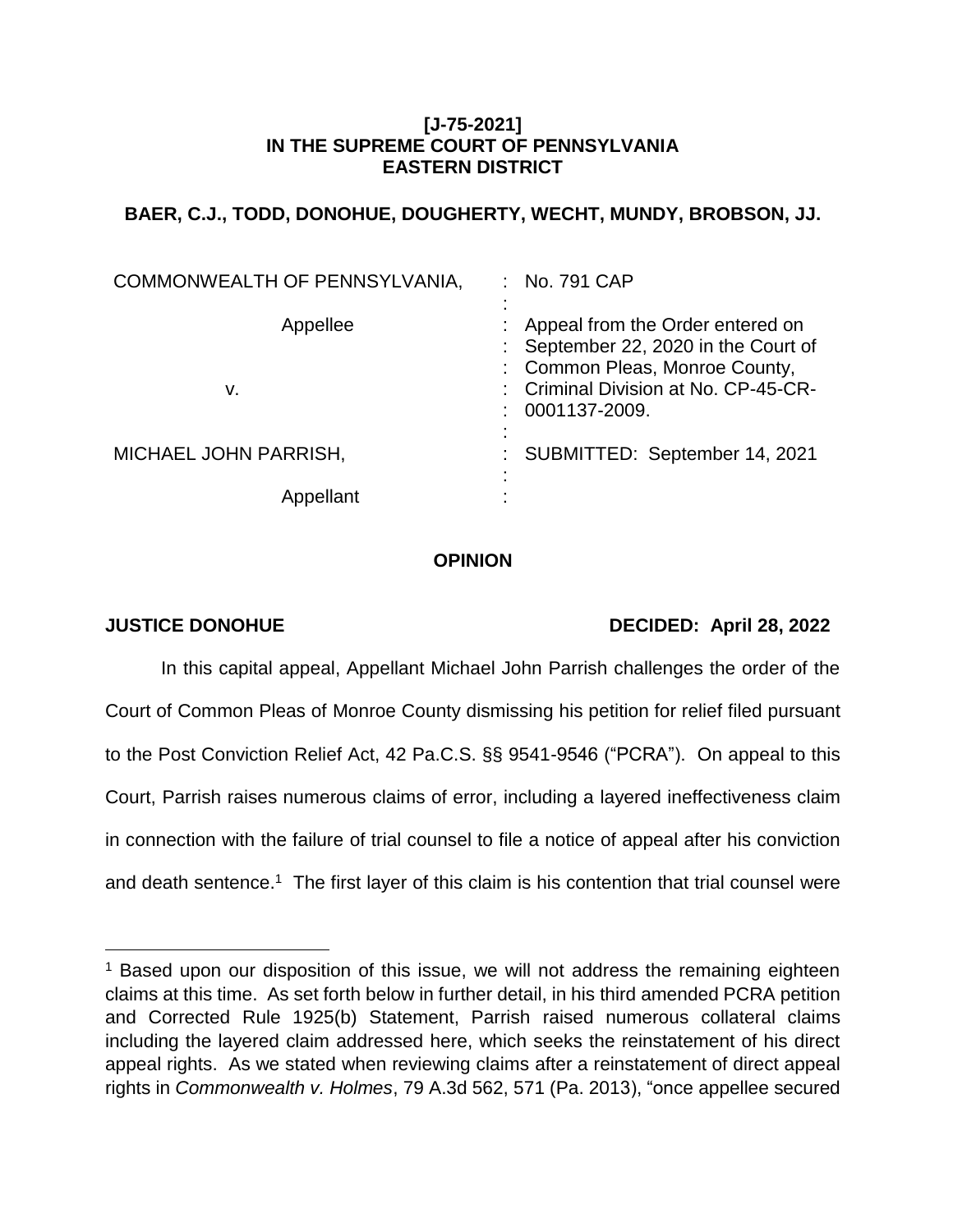**[J-75-2021]**
**IN THE SUPREME COURT OF PENNSYLVANIA**
**EASTERN DISTRICT**

**BAER, C.J., TODD, DONOHUE, DOUGHERTY, WECHT, MUNDY, BROBSON, JJ.**

| | |
|---|---|
| COMMONWEALTH OF PENNSYLVANIA, | No. 791 CAP |
| Appellee | Appeal from the Order entered on September 22, 2020 in the Court of Common Pleas, Monroe County, Criminal Division at No. CP-45-CR-0001137-2009. |
| v. | |
| MICHAEL JOHN PARRISH, | SUBMITTED: September 14, 2021 |
| Appellant | |

**OPINION**

**JUSTICE DONOHUE** **DECIDED: April 28, 2022**

In this capital appeal, Appellant Michael John Parrish challenges the order of the Court of Common Pleas of Monroe County dismissing his petition for relief filed pursuant to the Post Conviction Relief Act, 42 Pa.C.S. §§ 9541-9546 ("PCRA"). On appeal to this Court, Parrish raises numerous claims of error, including a layered ineffectiveness claim in connection with the failure of trial counsel to file a notice of appeal after his conviction and death sentence.[1] The first layer of this claim is his contention that trial counsel were

[1] Based upon our disposition of this issue, we will not address the remaining eighteen claims at this time. As set forth below in further detail, in his third amended PCRA petition and Corrected Rule 1925(b) Statement, Parrish raised numerous collateral claims including the layered claim addressed here, which seeks the reinstatement of his direct appeal rights. As we stated when reviewing claims after a reinstatement of direct appeal rights in *Commonwealth v. Holmes*, 79 A.3d 562, 571 (Pa. 2013), "once appellee secured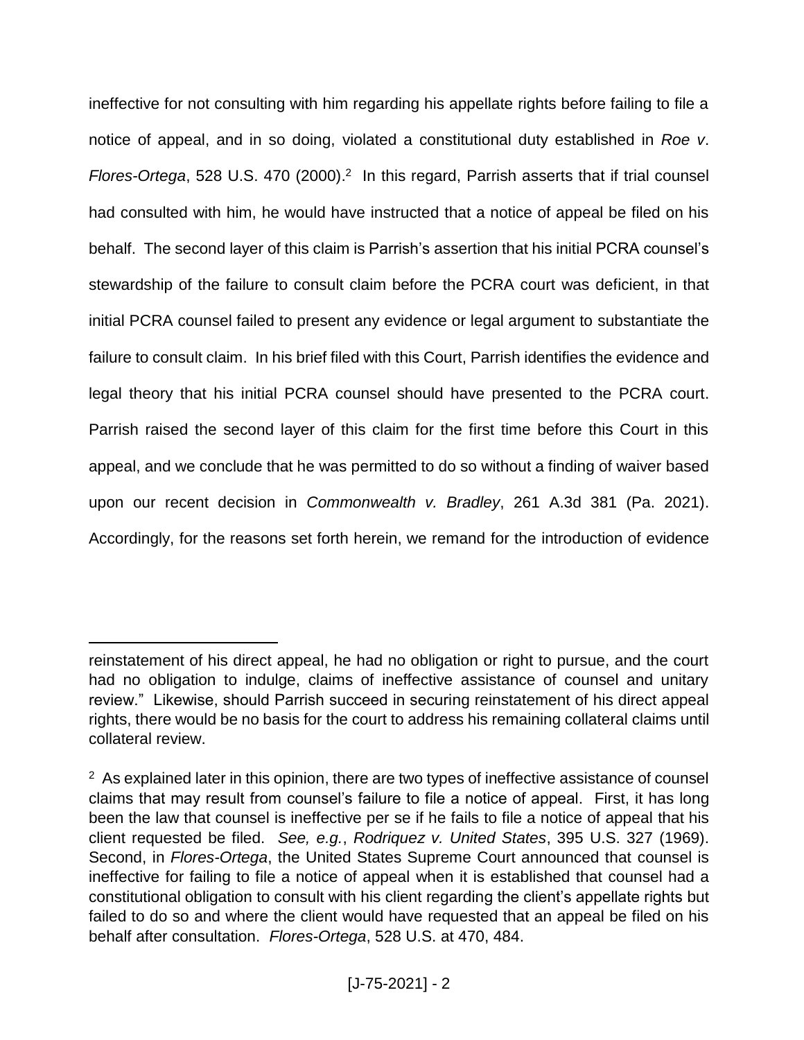ineffective for not consulting with him regarding his appellate rights before failing to file a notice of appeal, and in so doing, violated a constitutional duty established in *Roe v. Flores-Ortega*, 528 U.S. 470 (2000).[2] In this regard, Parrish asserts that if trial counsel had consulted with him, he would have instructed that a notice of appeal be filed on his behalf. The second layer of this claim is Parrish's assertion that his initial PCRA counsel's stewardship of the failure to consult claim before the PCRA court was deficient, in that initial PCRA counsel failed to present any evidence or legal argument to substantiate the failure to consult claim. In his brief filed with this Court, Parrish identifies the evidence and legal theory that his initial PCRA counsel should have presented to the PCRA court. Parrish raised the second layer of this claim for the first time before this Court in this appeal, and we conclude that he was permitted to do so without a finding of waiver based upon our recent decision in *Commonwealth v. Bradley*, 261 A.3d 381 (Pa. 2021). Accordingly, for the reasons set forth herein, we remand for the introduction of evidence

---

reinstatement of his direct appeal, he had no obligation or right to pursue, and the court had no obligation to indulge, claims of ineffective assistance of counsel and unitary review." Likewise, should Parrish succeed in securing reinstatement of his direct appeal rights, there would be no basis for the court to address his remaining collateral claims until collateral review.

[2] As explained later in this opinion, there are two types of ineffective assistance of counsel claims that may result from counsel's failure to file a notice of appeal. First, it has long been the law that counsel is ineffective per se if he fails to file a notice of appeal that his client requested be filed. *See, e.g.*, *Rodriquez v. United States*, 395 U.S. 327 (1969). Second, in *Flores-Ortega*, the United States Supreme Court announced that counsel is ineffective for failing to file a notice of appeal when it is established that counsel had a constitutional obligation to consult with his client regarding the client's appellate rights but failed to do so and where the client would have requested that an appeal be filed on his behalf after consultation. *Flores-Ortega*, 528 U.S. at 470, 484.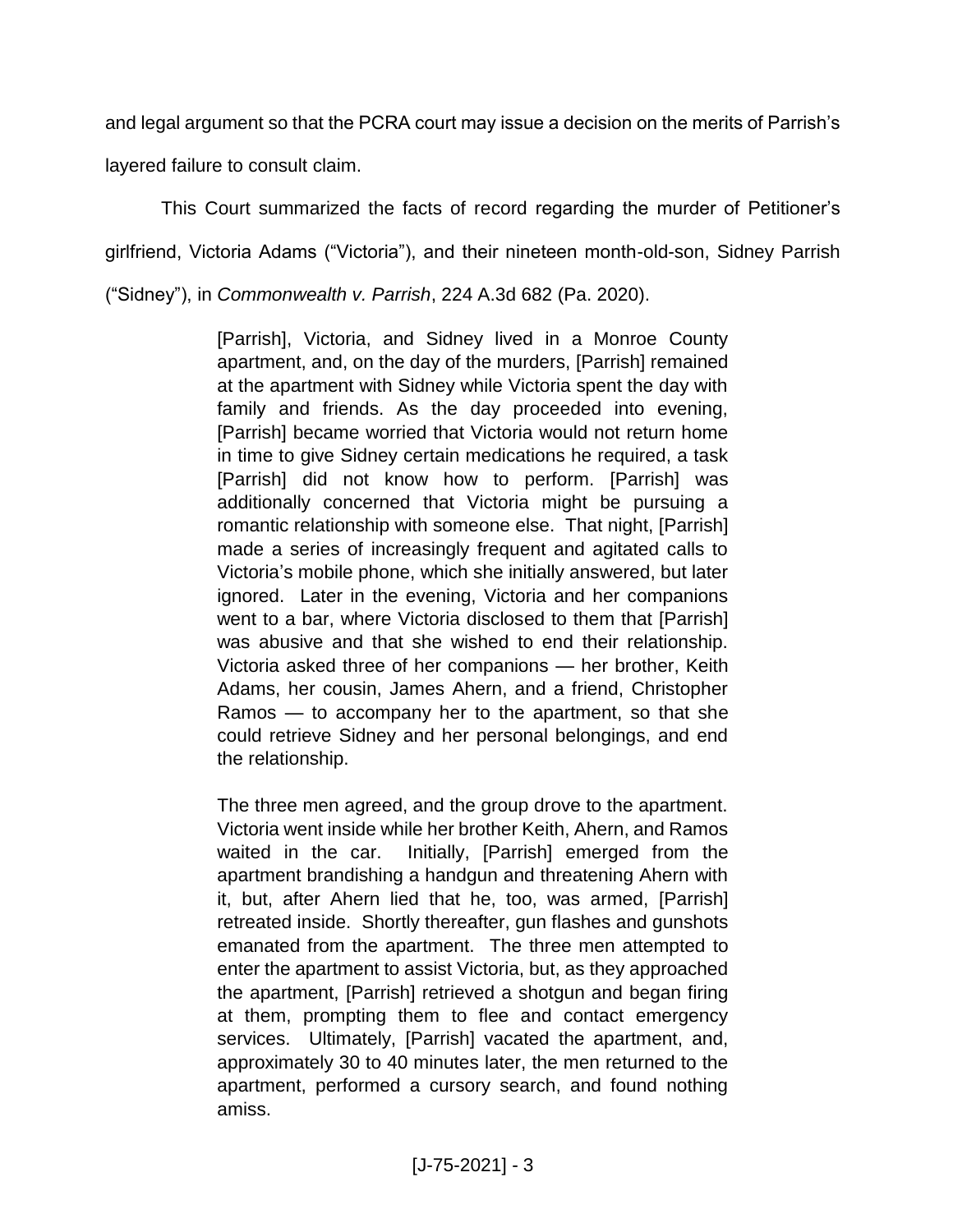and legal argument so that the PCRA court may issue a decision on the merits of Parrish's layered failure to consult claim.

This Court summarized the facts of record regarding the murder of Petitioner's girlfriend, Victoria Adams ("Victoria"), and their nineteen month-old-son, Sidney Parrish ("Sidney"), in *Commonwealth v. Parrish*, 224 A.3d 682 (Pa. 2020).

> [Parrish], Victoria, and Sidney lived in a Monroe County apartment, and, on the day of the murders, [Parrish] remained at the apartment with Sidney while Victoria spent the day with family and friends. As the day proceeded into evening, [Parrish] became worried that Victoria would not return home in time to give Sidney certain medications he required, a task [Parrish] did not know how to perform. [Parrish] was additionally concerned that Victoria might be pursuing a romantic relationship with someone else. That night, [Parrish] made a series of increasingly frequent and agitated calls to Victoria's mobile phone, which she initially answered, but later ignored. Later in the evening, Victoria and her companions went to a bar, where Victoria disclosed to them that [Parrish] was abusive and that she wished to end their relationship. Victoria asked three of her companions — her brother, Keith Adams, her cousin, James Ahern, and a friend, Christopher Ramos — to accompany her to the apartment, so that she could retrieve Sidney and her personal belongings, and end the relationship.
>
> The three men agreed, and the group drove to the apartment. Victoria went inside while her brother Keith, Ahern, and Ramos waited in the car. Initially, [Parrish] emerged from the apartment brandishing a handgun and threatening Ahern with it, but, after Ahern lied that he, too, was armed, [Parrish] retreated inside. Shortly thereafter, gun flashes and gunshots emanated from the apartment. The three men attempted to enter the apartment to assist Victoria, but, as they approached the apartment, [Parrish] retrieved a shotgun and began firing at them, prompting them to flee and contact emergency services. Ultimately, [Parrish] vacated the apartment, and, approximately 30 to 40 minutes later, the men returned to the apartment, performed a cursory search, and found nothing amiss.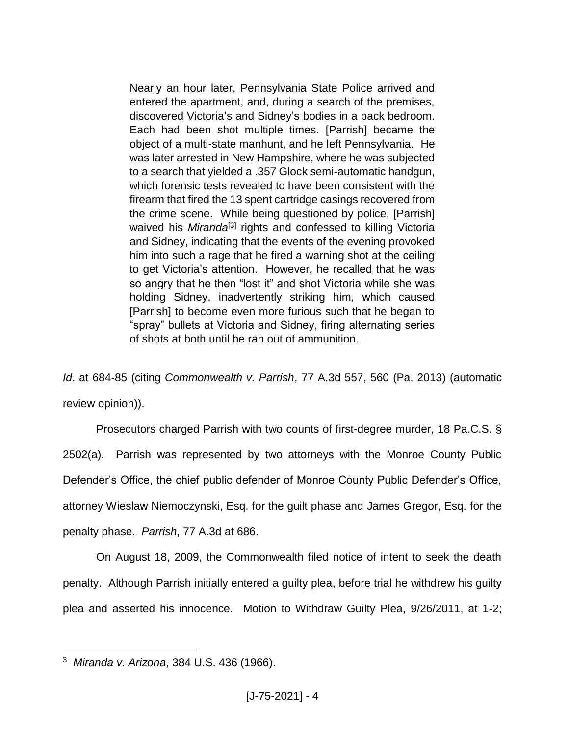> Nearly an hour later, Pennsylvania State Police arrived and entered the apartment, and, during a search of the premises, discovered Victoria's and Sidney's bodies in a back bedroom. Each had been shot multiple times. [Parrish] became the object of a multi-state manhunt, and he left Pennsylvania. He was later arrested in New Hampshire, where he was subjected to a search that yielded a .357 Glock semi-automatic handgun, which forensic tests revealed to have been consistent with the firearm that fired the 13 spent cartridge casings recovered from the crime scene. While being questioned by police, [Parrish] waived his *Miranda*[3] rights and confessed to killing Victoria and Sidney, indicating that the events of the evening provoked him into such a rage that he fired a warning shot at the ceiling to get Victoria's attention. However, he recalled that he was so angry that he then "lost it" and shot Victoria while she was holding Sidney, inadvertently striking him, which caused [Parrish] to become even more furious such that he began to "spray" bullets at Victoria and Sidney, firing alternating series of shots at both until he ran out of ammunition.

*Id*. at 684-85 (citing *Commonwealth v. Parrish*, 77 A.3d 557, 560 (Pa. 2013) (automatic review opinion)).

Prosecutors charged Parrish with two counts of first-degree murder, 18 Pa.C.S. § 2502(a). Parrish was represented by two attorneys with the Monroe County Public Defender's Office, the chief public defender of Monroe County Public Defender's Office, attorney Wieslaw Niemoczynski, Esq. for the guilt phase and James Gregor, Esq. for the penalty phase. *Parrish*, 77 A.3d at 686.

On August 18, 2009, the Commonwealth filed notice of intent to seek the death penalty. Although Parrish initially entered a guilty plea, before trial he withdrew his guilty plea and asserted his innocence. Motion to Withdraw Guilty Plea, 9/26/2011, at 1-2;

---

[3] *Miranda v. Arizona*, 384 U.S. 436 (1966).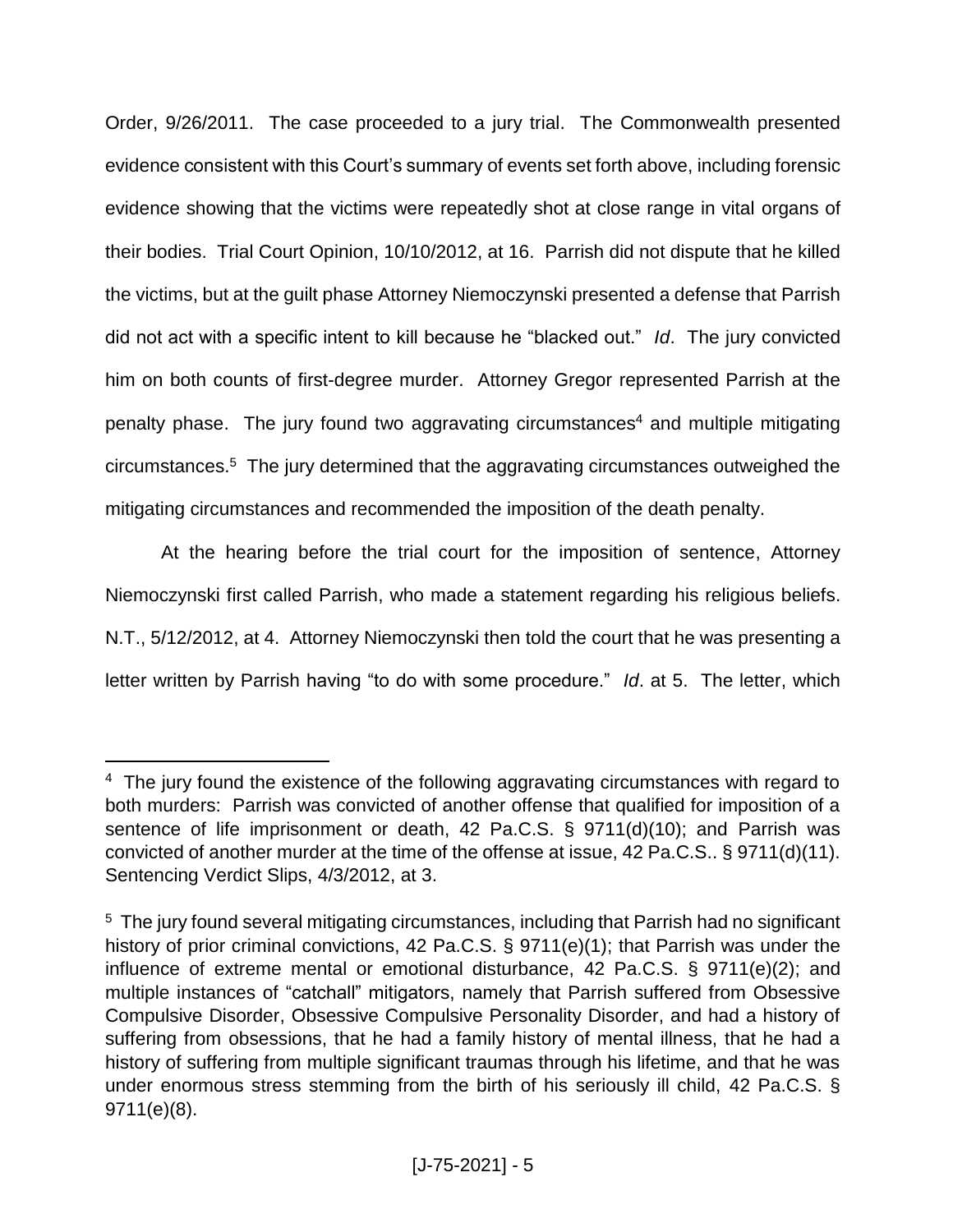Order, 9/26/2011. The case proceeded to a jury trial. The Commonwealth presented evidence consistent with this Court's summary of events set forth above, including forensic evidence showing that the victims were repeatedly shot at close range in vital organs of their bodies. Trial Court Opinion, 10/10/2012, at 16. Parrish did not dispute that he killed the victims, but at the guilt phase Attorney Niemoczynski presented a defense that Parrish did not act with a specific intent to kill because he "blacked out." *Id*. The jury convicted him on both counts of first-degree murder. Attorney Gregor represented Parrish at the penalty phase. The jury found two aggravating circumstances[4] and multiple mitigating circumstances.[5] The jury determined that the aggravating circumstances outweighed the mitigating circumstances and recommended the imposition of the death penalty.

At the hearing before the trial court for the imposition of sentence, Attorney Niemoczynski first called Parrish, who made a statement regarding his religious beliefs. N.T., 5/12/2012, at 4. Attorney Niemoczynski then told the court that he was presenting a letter written by Parrish having "to do with some procedure." *Id*. at 5. The letter, which

---

[4] The jury found the existence of the following aggravating circumstances with regard to both murders: Parrish was convicted of another offense that qualified for imposition of a sentence of life imprisonment or death, 42 Pa.C.S. § 9711(d)(10); and Parrish was convicted of another murder at the time of the offense at issue, 42 Pa.C.S.. § 9711(d)(11). Sentencing Verdict Slips, 4/3/2012, at 3.

[5] The jury found several mitigating circumstances, including that Parrish had no significant history of prior criminal convictions, 42 Pa.C.S. § 9711(e)(1); that Parrish was under the influence of extreme mental or emotional disturbance, 42 Pa.C.S. § 9711(e)(2); and multiple instances of "catchall" mitigators, namely that Parrish suffered from Obsessive Compulsive Disorder, Obsessive Compulsive Personality Disorder, and had a history of suffering from obsessions, that he had a family history of mental illness, that he had a history of suffering from multiple significant traumas through his lifetime, and that he was under enormous stress stemming from the birth of his seriously ill child, 42 Pa.C.S. § 9711(e)(8).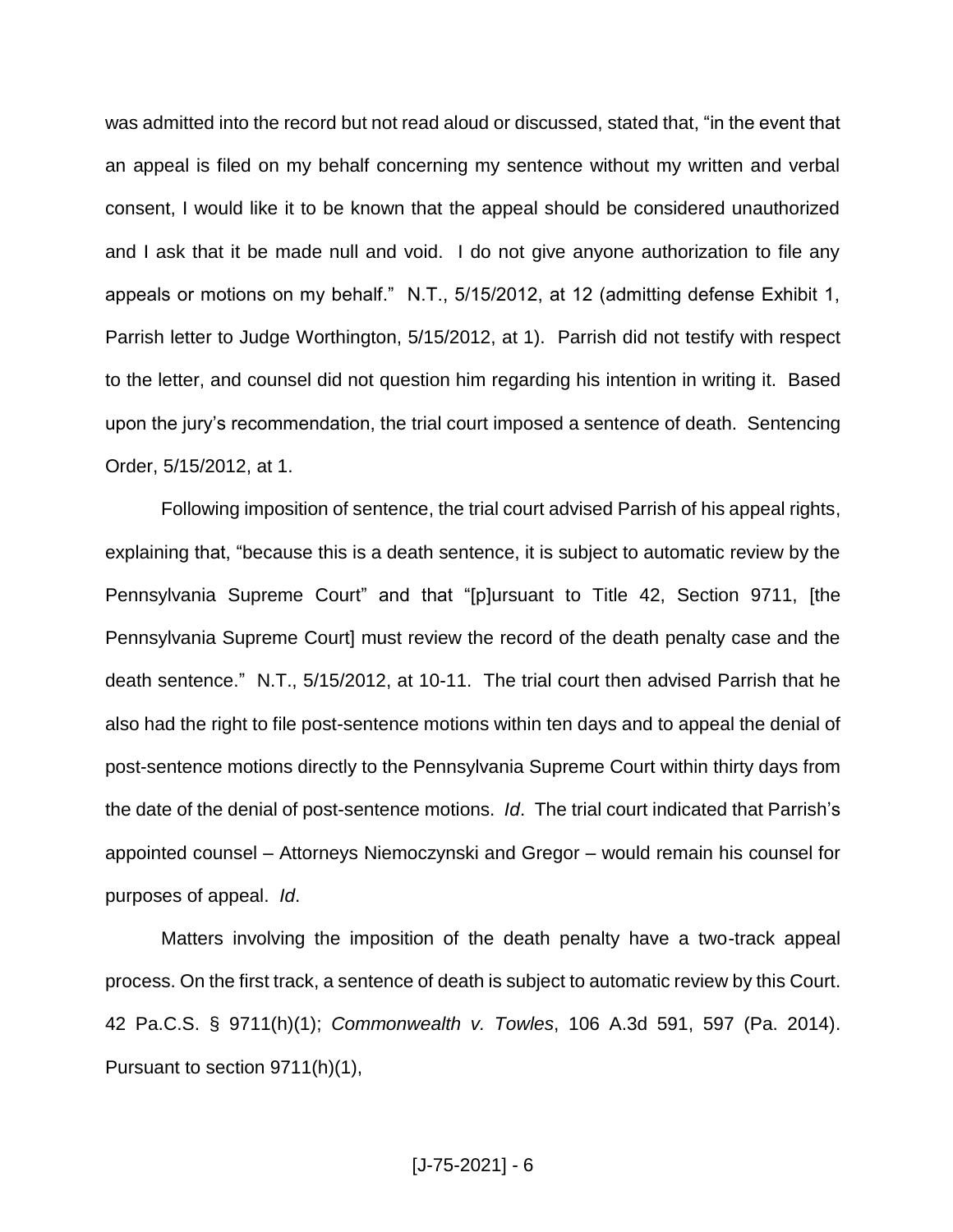was admitted into the record but not read aloud or discussed, stated that, "in the event that an appeal is filed on my behalf concerning my sentence without my written and verbal consent, I would like it to be known that the appeal should be considered unauthorized and I ask that it be made null and void. I do not give anyone authorization to file any appeals or motions on my behalf." N.T., 5/15/2012, at 12 (admitting defense Exhibit 1, Parrish letter to Judge Worthington, 5/15/2012, at 1). Parrish did not testify with respect to the letter, and counsel did not question him regarding his intention in writing it. Based upon the jury's recommendation, the trial court imposed a sentence of death. Sentencing Order, 5/15/2012, at 1.

Following imposition of sentence, the trial court advised Parrish of his appeal rights, explaining that, "because this is a death sentence, it is subject to automatic review by the Pennsylvania Supreme Court" and that "[p]ursuant to Title 42, Section 9711, [the Pennsylvania Supreme Court] must review the record of the death penalty case and the death sentence." N.T., 5/15/2012, at 10-11. The trial court then advised Parrish that he also had the right to file post-sentence motions within ten days and to appeal the denial of post-sentence motions directly to the Pennsylvania Supreme Court within thirty days from the date of the denial of post-sentence motions. *Id*. The trial court indicated that Parrish's appointed counsel – Attorneys Niemoczynski and Gregor – would remain his counsel for purposes of appeal. *Id*.

Matters involving the imposition of the death penalty have a two-track appeal process. On the first track, a sentence of death is subject to automatic review by this Court. 42 Pa.C.S. § 9711(h)(1); *Commonwealth v. Towles*, 106 A.3d 591, 597 (Pa. 2014). Pursuant to section 9711(h)(1),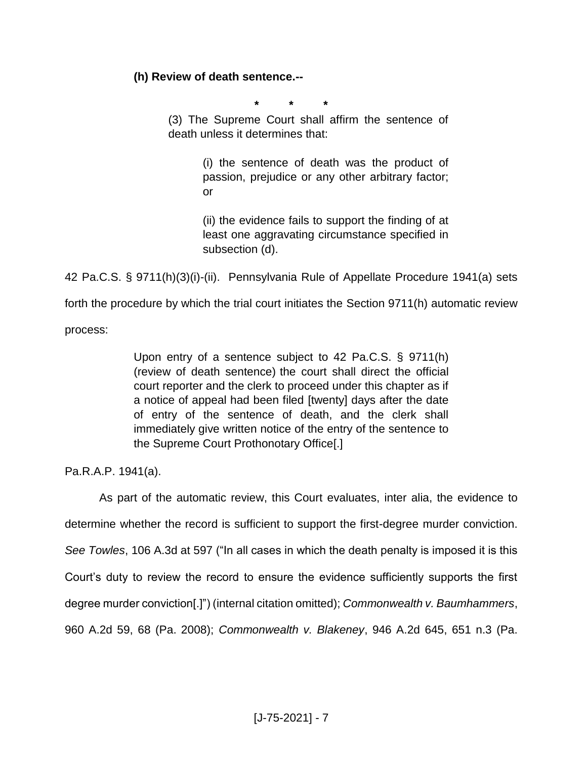**(h) Review of death sentence.--**

> \* \* \*
>
> (3) The Supreme Court shall affirm the sentence of death unless it determines that:
>
> > (i) the sentence of death was the product of passion, prejudice or any other arbitrary factor; or
> >
> > (ii) the evidence fails to support the finding of at least one aggravating circumstance specified in subsection (d).

42 Pa.C.S. § 9711(h)(3)(i)-(ii). Pennsylvania Rule of Appellate Procedure 1941(a) sets forth the procedure by which the trial court initiates the Section 9711(h) automatic review process:

> Upon entry of a sentence subject to 42 Pa.C.S. § 9711(h) (review of death sentence) the court shall direct the official court reporter and the clerk to proceed under this chapter as if a notice of appeal had been filed [twenty] days after the date of entry of the sentence of death, and the clerk shall immediately give written notice of the entry of the sentence to the Supreme Court Prothonotary Office[.]

Pa.R.A.P. 1941(a).

As part of the automatic review, this Court evaluates, inter alia, the evidence to determine whether the record is sufficient to support the first-degree murder conviction. *See Towles*, 106 A.3d at 597 ("In all cases in which the death penalty is imposed it is this Court's duty to review the record to ensure the evidence sufficiently supports the first degree murder conviction[.]") (internal citation omitted); *Commonwealth v. Baumhammers*, 960 A.2d 59, 68 (Pa. 2008); *Commonwealth v. Blakeney*, 946 A.2d 645, 651 n.3 (Pa.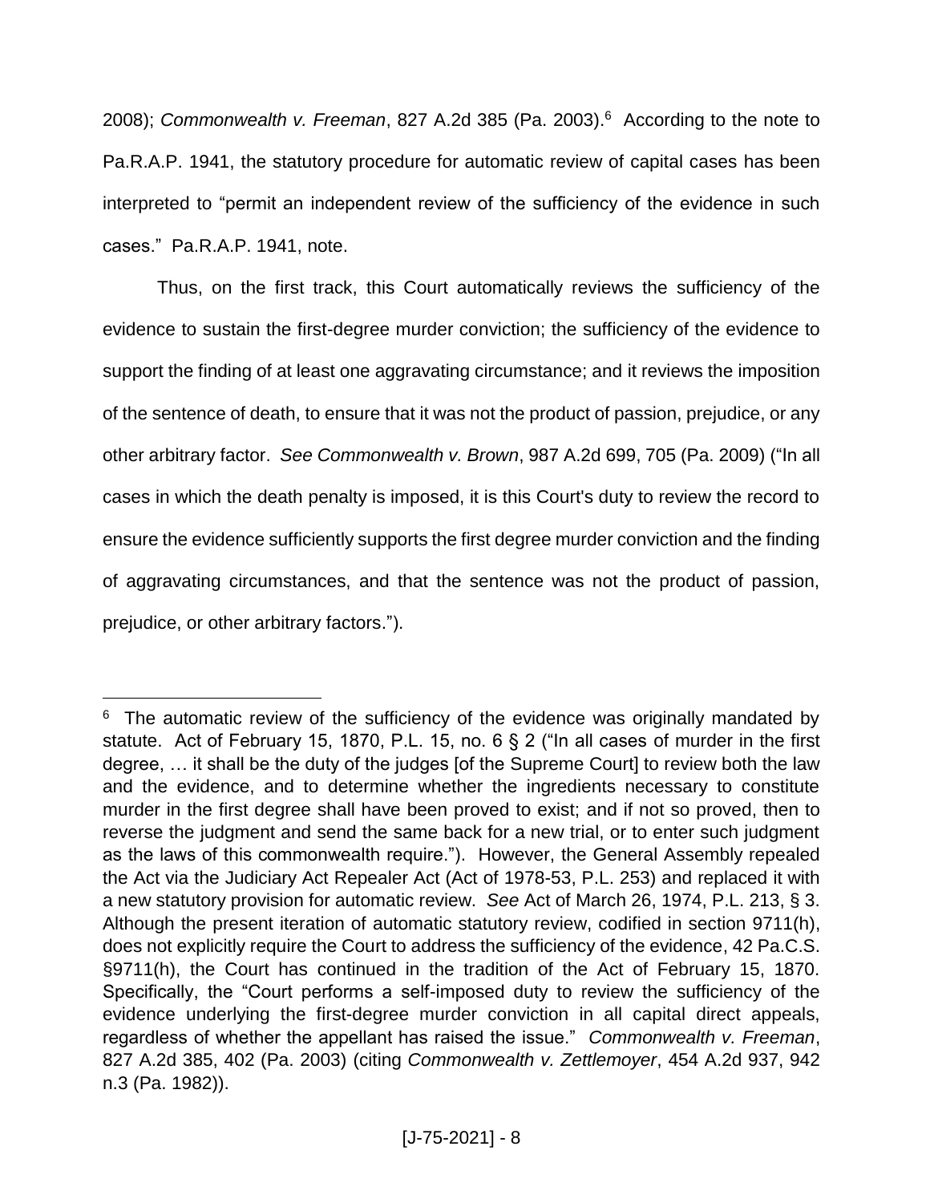2008); *Commonwealth v. Freeman*, 827 A.2d 385 (Pa. 2003).[6] According to the note to Pa.R.A.P. 1941, the statutory procedure for automatic review of capital cases has been interpreted to "permit an independent review of the sufficiency of the evidence in such cases." Pa.R.A.P. 1941, note.

Thus, on the first track, this Court automatically reviews the sufficiency of the evidence to sustain the first-degree murder conviction; the sufficiency of the evidence to support the finding of at least one aggravating circumstance; and it reviews the imposition of the sentence of death, to ensure that it was not the product of passion, prejudice, or any other arbitrary factor. *See Commonwealth v. Brown*, 987 A.2d 699, 705 (Pa. 2009) ("In all cases in which the death penalty is imposed, it is this Court's duty to review the record to ensure the evidence sufficiently supports the first degree murder conviction and the finding of aggravating circumstances, and that the sentence was not the product of passion, prejudice, or other arbitrary factors.").

---

[6] The automatic review of the sufficiency of the evidence was originally mandated by statute. Act of February 15, 1870, P.L. 15, no. 6 § 2 ("In all cases of murder in the first degree, … it shall be the duty of the judges [of the Supreme Court] to review both the law and the evidence, and to determine whether the ingredients necessary to constitute murder in the first degree shall have been proved to exist; and if not so proved, then to reverse the judgment and send the same back for a new trial, or to enter such judgment as the laws of this commonwealth require."). However, the General Assembly repealed the Act via the Judiciary Act Repealer Act (Act of 1978-53, P.L. 253) and replaced it with a new statutory provision for automatic review. *See* Act of March 26, 1974, P.L. 213, § 3. Although the present iteration of automatic statutory review, codified in section 9711(h), does not explicitly require the Court to address the sufficiency of the evidence, 42 Pa.C.S. §9711(h), the Court has continued in the tradition of the Act of February 15, 1870. Specifically, the "Court performs a self-imposed duty to review the sufficiency of the evidence underlying the first-degree murder conviction in all capital direct appeals, regardless of whether the appellant has raised the issue." *Commonwealth v. Freeman*, 827 A.2d 385, 402 (Pa. 2003) (citing *Commonwealth v. Zettlemoyer*, 454 A.2d 937, 942 n.3 (Pa. 1982)).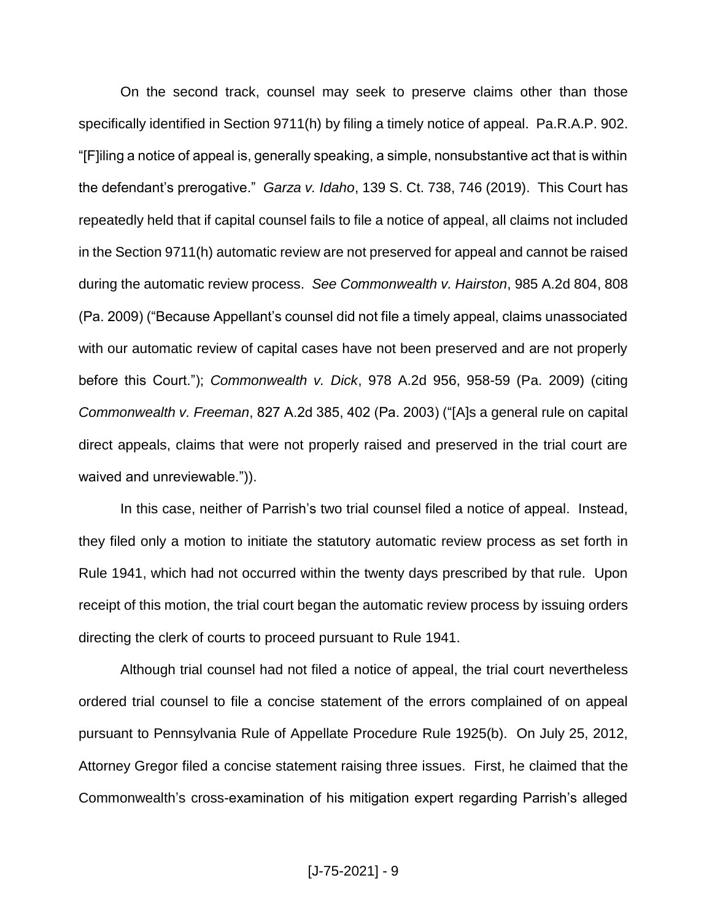On the second track, counsel may seek to preserve claims other than those specifically identified in Section 9711(h) by filing a timely notice of appeal. Pa.R.A.P. 902. "[F]iling a notice of appeal is, generally speaking, a simple, nonsubstantive act that is within the defendant's prerogative." *Garza v. Idaho*, 139 S. Ct. 738, 746 (2019). This Court has repeatedly held that if capital counsel fails to file a notice of appeal, all claims not included in the Section 9711(h) automatic review are not preserved for appeal and cannot be raised during the automatic review process. *See Commonwealth v. Hairston*, 985 A.2d 804, 808 (Pa. 2009) ("Because Appellant's counsel did not file a timely appeal, claims unassociated with our automatic review of capital cases have not been preserved and are not properly before this Court."); *Commonwealth v. Dick*, 978 A.2d 956, 958-59 (Pa. 2009) (citing *Commonwealth v. Freeman*, 827 A.2d 385, 402 (Pa. 2003) ("[A]s a general rule on capital direct appeals, claims that were not properly raised and preserved in the trial court are waived and unreviewable.")).

In this case, neither of Parrish's two trial counsel filed a notice of appeal. Instead, they filed only a motion to initiate the statutory automatic review process as set forth in Rule 1941, which had not occurred within the twenty days prescribed by that rule. Upon receipt of this motion, the trial court began the automatic review process by issuing orders directing the clerk of courts to proceed pursuant to Rule 1941.

Although trial counsel had not filed a notice of appeal, the trial court nevertheless ordered trial counsel to file a concise statement of the errors complained of on appeal pursuant to Pennsylvania Rule of Appellate Procedure Rule 1925(b). On July 25, 2012, Attorney Gregor filed a concise statement raising three issues. First, he claimed that the Commonwealth's cross-examination of his mitigation expert regarding Parrish's alleged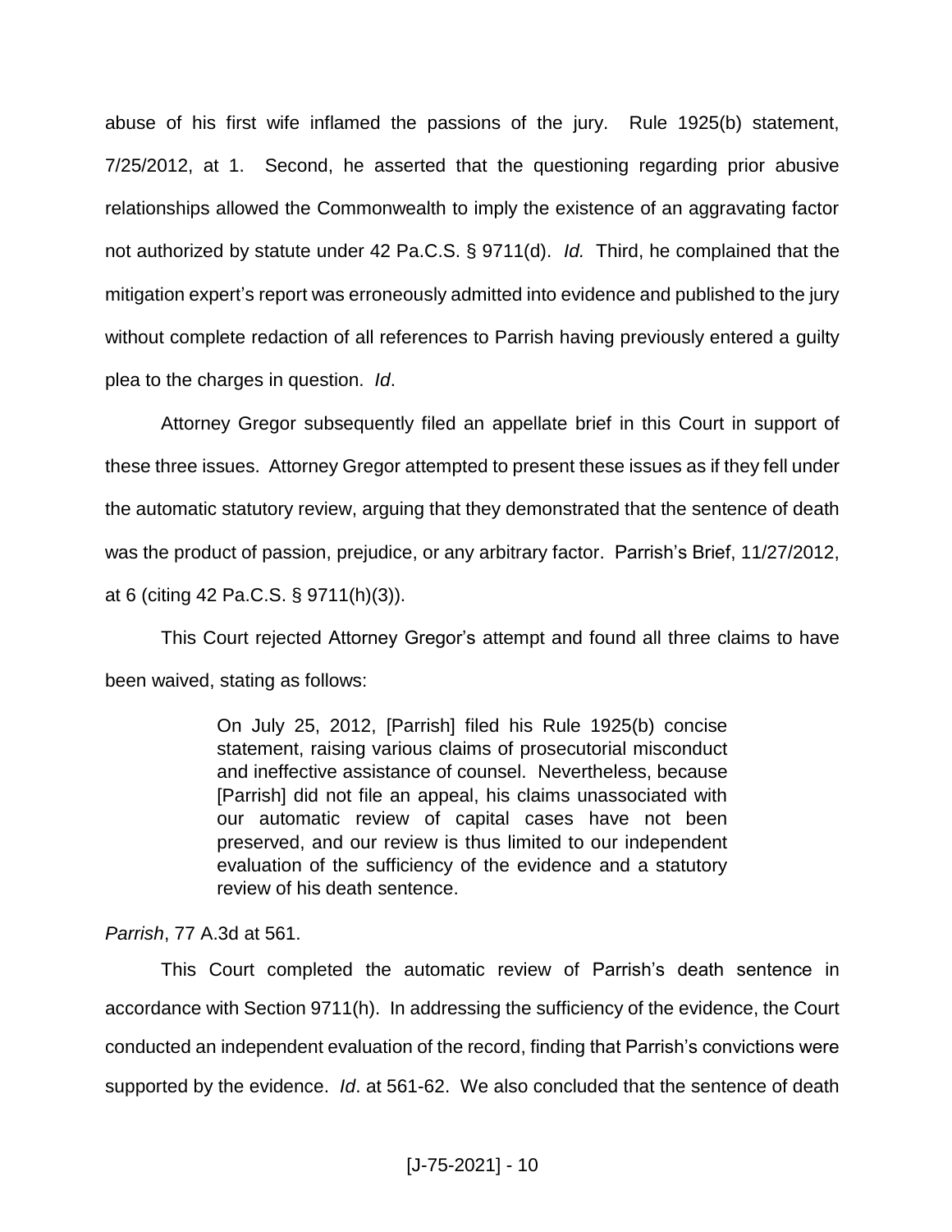abuse of his first wife inflamed the passions of the jury. Rule 1925(b) statement, 7/25/2012, at 1. Second, he asserted that the questioning regarding prior abusive relationships allowed the Commonwealth to imply the existence of an aggravating factor not authorized by statute under 42 Pa.C.S. § 9711(d). *Id.* Third, he complained that the mitigation expert's report was erroneously admitted into evidence and published to the jury without complete redaction of all references to Parrish having previously entered a guilty plea to the charges in question. *Id*.

Attorney Gregor subsequently filed an appellate brief in this Court in support of these three issues. Attorney Gregor attempted to present these issues as if they fell under the automatic statutory review, arguing that they demonstrated that the sentence of death was the product of passion, prejudice, or any arbitrary factor. Parrish's Brief, 11/27/2012, at 6 (citing 42 Pa.C.S. § 9711(h)(3)).

This Court rejected Attorney Gregor's attempt and found all three claims to have been waived, stating as follows:

> On July 25, 2012, [Parrish] filed his Rule 1925(b) concise statement, raising various claims of prosecutorial misconduct and ineffective assistance of counsel. Nevertheless, because [Parrish] did not file an appeal, his claims unassociated with our automatic review of capital cases have not been preserved, and our review is thus limited to our independent evaluation of the sufficiency of the evidence and a statutory review of his death sentence.

*Parrish*, 77 A.3d at 561.

This Court completed the automatic review of Parrish's death sentence in accordance with Section 9711(h). In addressing the sufficiency of the evidence, the Court conducted an independent evaluation of the record, finding that Parrish's convictions were supported by the evidence. *Id*. at 561-62. We also concluded that the sentence of death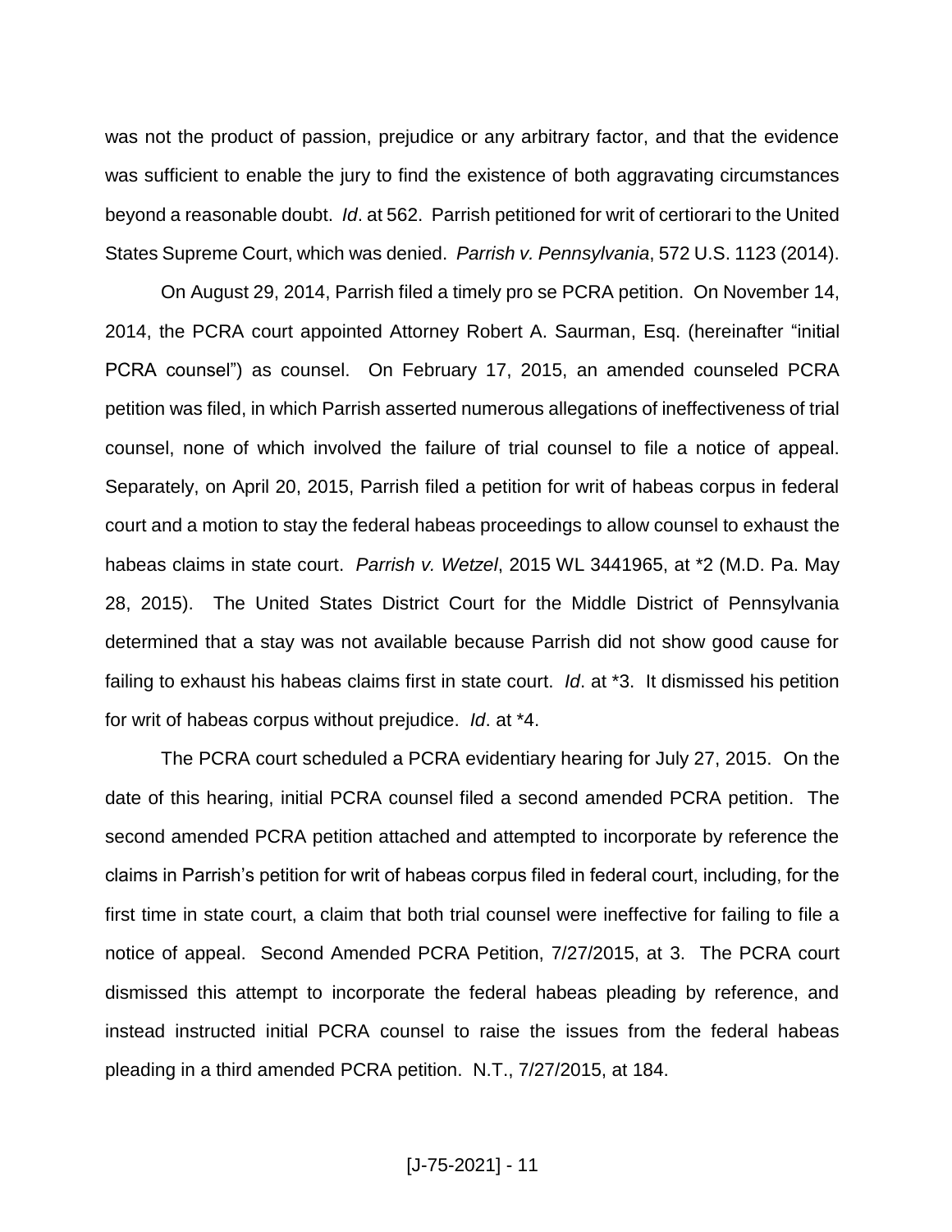was not the product of passion, prejudice or any arbitrary factor, and that the evidence was sufficient to enable the jury to find the existence of both aggravating circumstances beyond a reasonable doubt. *Id*. at 562. Parrish petitioned for writ of certiorari to the United States Supreme Court, which was denied. *Parrish v. Pennsylvania*, 572 U.S. 1123 (2014).

On August 29, 2014, Parrish filed a timely pro se PCRA petition. On November 14, 2014, the PCRA court appointed Attorney Robert A. Saurman, Esq. (hereinafter "initial PCRA counsel") as counsel. On February 17, 2015, an amended counseled PCRA petition was filed, in which Parrish asserted numerous allegations of ineffectiveness of trial counsel, none of which involved the failure of trial counsel to file a notice of appeal. Separately, on April 20, 2015, Parrish filed a petition for writ of habeas corpus in federal court and a motion to stay the federal habeas proceedings to allow counsel to exhaust the habeas claims in state court. *Parrish v. Wetzel*, 2015 WL 3441965, at *2 (M.D. Pa. May 28, 2015). The United States District Court for the Middle District of Pennsylvania determined that a stay was not available because Parrish did not show good cause for failing to exhaust his habeas claims first in state court. *Id*. at *3. It dismissed his petition for writ of habeas corpus without prejudice. *Id*. at *4.

The PCRA court scheduled a PCRA evidentiary hearing for July 27, 2015. On the date of this hearing, initial PCRA counsel filed a second amended PCRA petition. The second amended PCRA petition attached and attempted to incorporate by reference the claims in Parrish's petition for writ of habeas corpus filed in federal court, including, for the first time in state court, a claim that both trial counsel were ineffective for failing to file a notice of appeal. Second Amended PCRA Petition, 7/27/2015, at 3. The PCRA court dismissed this attempt to incorporate the federal habeas pleading by reference, and instead instructed initial PCRA counsel to raise the issues from the federal habeas pleading in a third amended PCRA petition. N.T., 7/27/2015, at 184.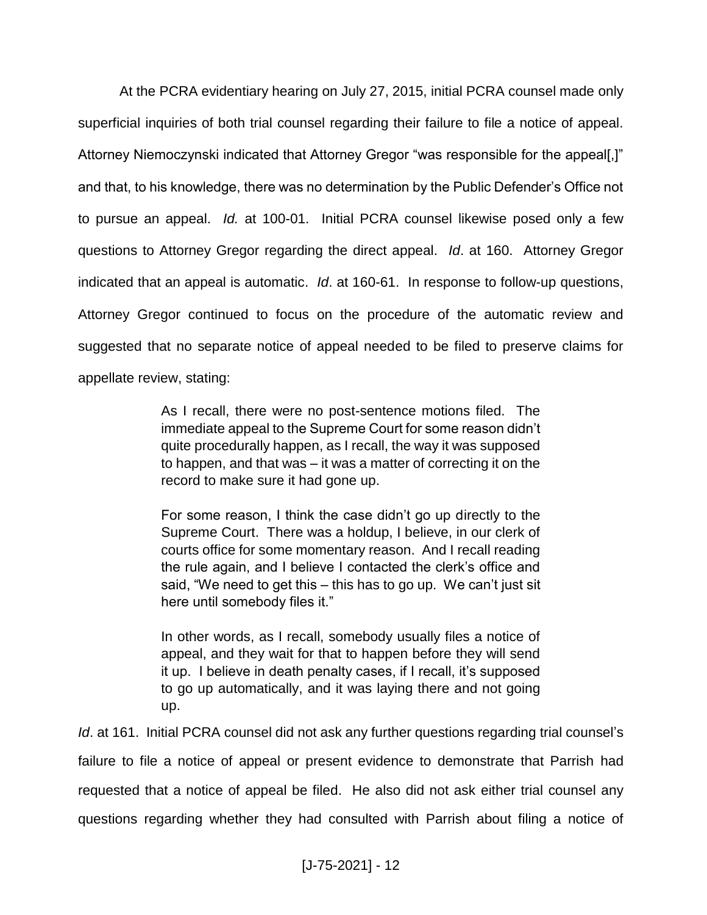At the PCRA evidentiary hearing on July 27, 2015, initial PCRA counsel made only superficial inquiries of both trial counsel regarding their failure to file a notice of appeal. Attorney Niemoczynski indicated that Attorney Gregor "was responsible for the appeal[,]" and that, to his knowledge, there was no determination by the Public Defender's Office not to pursue an appeal. *Id.* at 100-01. Initial PCRA counsel likewise posed only a few questions to Attorney Gregor regarding the direct appeal. *Id*. at 160. Attorney Gregor indicated that an appeal is automatic. *Id*. at 160-61. In response to follow-up questions, Attorney Gregor continued to focus on the procedure of the automatic review and suggested that no separate notice of appeal needed to be filed to preserve claims for appellate review, stating:

> As I recall, there were no post-sentence motions filed. The immediate appeal to the Supreme Court for some reason didn't quite procedurally happen, as I recall, the way it was supposed to happen, and that was – it was a matter of correcting it on the record to make sure it had gone up.
>
> For some reason, I think the case didn't go up directly to the Supreme Court. There was a holdup, I believe, in our clerk of courts office for some momentary reason. And I recall reading the rule again, and I believe I contacted the clerk's office and said, "We need to get this – this has to go up. We can't just sit here until somebody files it."
>
> In other words, as I recall, somebody usually files a notice of appeal, and they wait for that to happen before they will send it up. I believe in death penalty cases, if I recall, it's supposed to go up automatically, and it was laying there and not going up.

*Id*. at 161. Initial PCRA counsel did not ask any further questions regarding trial counsel's failure to file a notice of appeal or present evidence to demonstrate that Parrish had requested that a notice of appeal be filed. He also did not ask either trial counsel any questions regarding whether they had consulted with Parrish about filing a notice of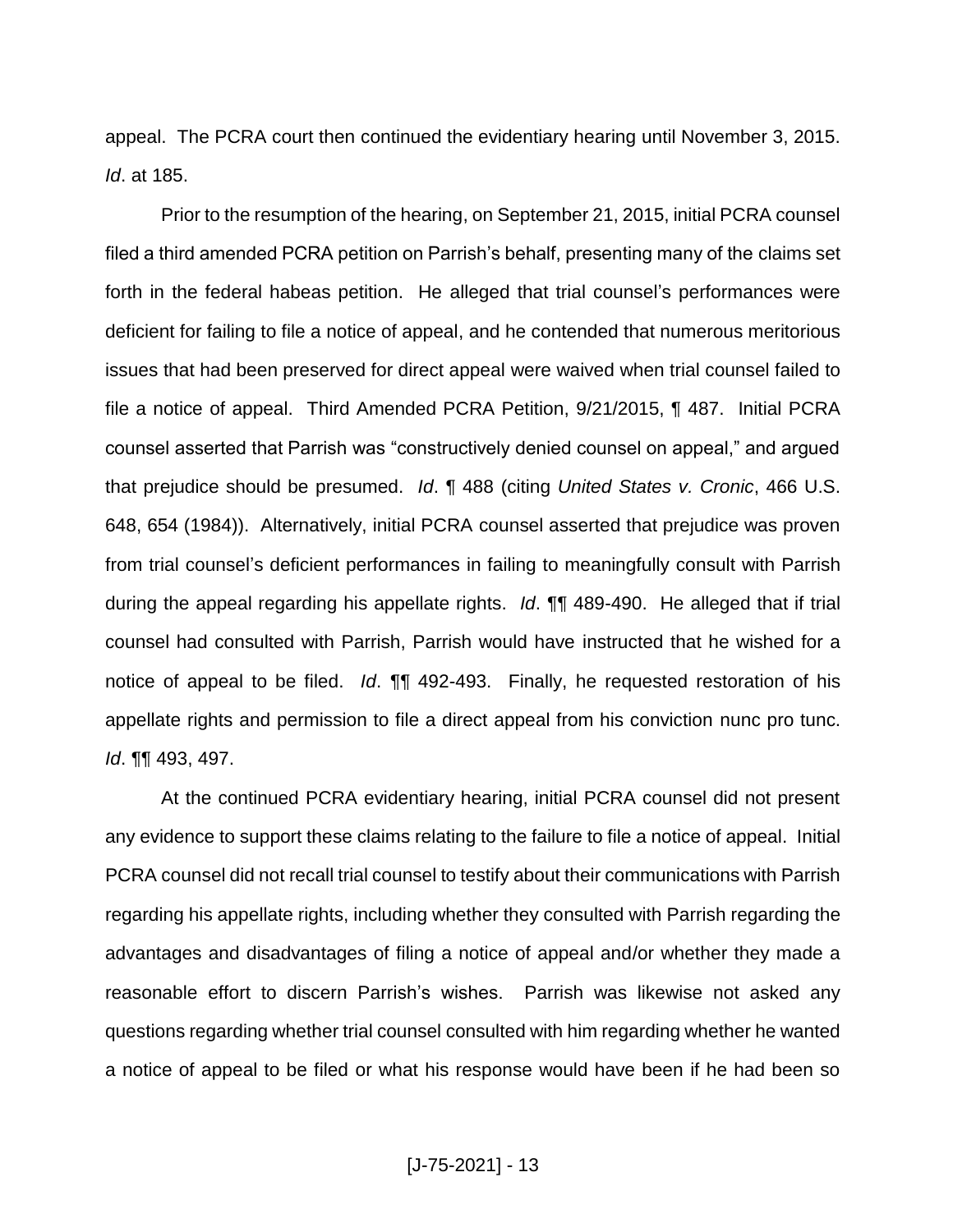appeal. The PCRA court then continued the evidentiary hearing until November 3, 2015. *Id*. at 185.

Prior to the resumption of the hearing, on September 21, 2015, initial PCRA counsel filed a third amended PCRA petition on Parrish's behalf, presenting many of the claims set forth in the federal habeas petition. He alleged that trial counsel's performances were deficient for failing to file a notice of appeal, and he contended that numerous meritorious issues that had been preserved for direct appeal were waived when trial counsel failed to file a notice of appeal. Third Amended PCRA Petition, 9/21/2015, ¶ 487. Initial PCRA counsel asserted that Parrish was "constructively denied counsel on appeal," and argued that prejudice should be presumed. *Id*. ¶ 488 (citing *United States v. Cronic*, 466 U.S. 648, 654 (1984)). Alternatively, initial PCRA counsel asserted that prejudice was proven from trial counsel's deficient performances in failing to meaningfully consult with Parrish during the appeal regarding his appellate rights. *Id*. ¶¶ 489-490. He alleged that if trial counsel had consulted with Parrish, Parrish would have instructed that he wished for a notice of appeal to be filed. *Id*. ¶¶ 492-493. Finally, he requested restoration of his appellate rights and permission to file a direct appeal from his conviction nunc pro tunc. *Id*. ¶¶ 493, 497.

At the continued PCRA evidentiary hearing, initial PCRA counsel did not present any evidence to support these claims relating to the failure to file a notice of appeal. Initial PCRA counsel did not recall trial counsel to testify about their communications with Parrish regarding his appellate rights, including whether they consulted with Parrish regarding the advantages and disadvantages of filing a notice of appeal and/or whether they made a reasonable effort to discern Parrish's wishes. Parrish was likewise not asked any questions regarding whether trial counsel consulted with him regarding whether he wanted a notice of appeal to be filed or what his response would have been if he had been so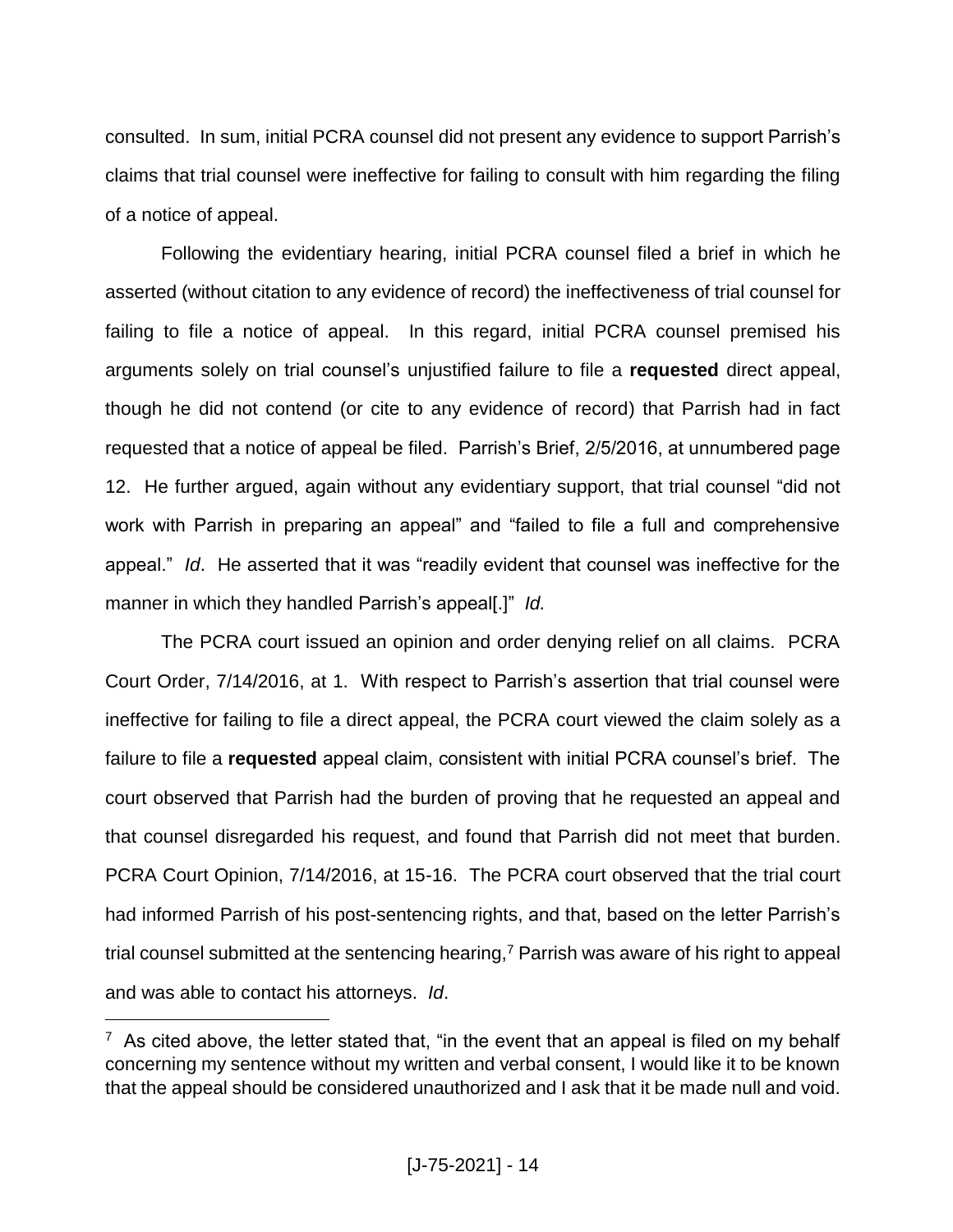consulted. In sum, initial PCRA counsel did not present any evidence to support Parrish's claims that trial counsel were ineffective for failing to consult with him regarding the filing of a notice of appeal.

Following the evidentiary hearing, initial PCRA counsel filed a brief in which he asserted (without citation to any evidence of record) the ineffectiveness of trial counsel for failing to file a notice of appeal. In this regard, initial PCRA counsel premised his arguments solely on trial counsel's unjustified failure to file a **requested** direct appeal, though he did not contend (or cite to any evidence of record) that Parrish had in fact requested that a notice of appeal be filed. Parrish's Brief, 2/5/2016, at unnumbered page 12. He further argued, again without any evidentiary support, that trial counsel "did not work with Parrish in preparing an appeal" and "failed to file a full and comprehensive appeal." *Id*. He asserted that it was "readily evident that counsel was ineffective for the manner in which they handled Parrish's appeal[.]" *Id.*

The PCRA court issued an opinion and order denying relief on all claims. PCRA Court Order, 7/14/2016, at 1. With respect to Parrish's assertion that trial counsel were ineffective for failing to file a direct appeal, the PCRA court viewed the claim solely as a failure to file a **requested** appeal claim, consistent with initial PCRA counsel's brief. The court observed that Parrish had the burden of proving that he requested an appeal and that counsel disregarded his request, and found that Parrish did not meet that burden. PCRA Court Opinion, 7/14/2016, at 15-16. The PCRA court observed that the trial court had informed Parrish of his post-sentencing rights, and that, based on the letter Parrish's trial counsel submitted at the sentencing hearing,[7] Parrish was aware of his right to appeal and was able to contact his attorneys. *Id*.

[7] As cited above, the letter stated that, "in the event that an appeal is filed on my behalf concerning my sentence without my written and verbal consent, I would like it to be known that the appeal should be considered unauthorized and I ask that it be made null and void.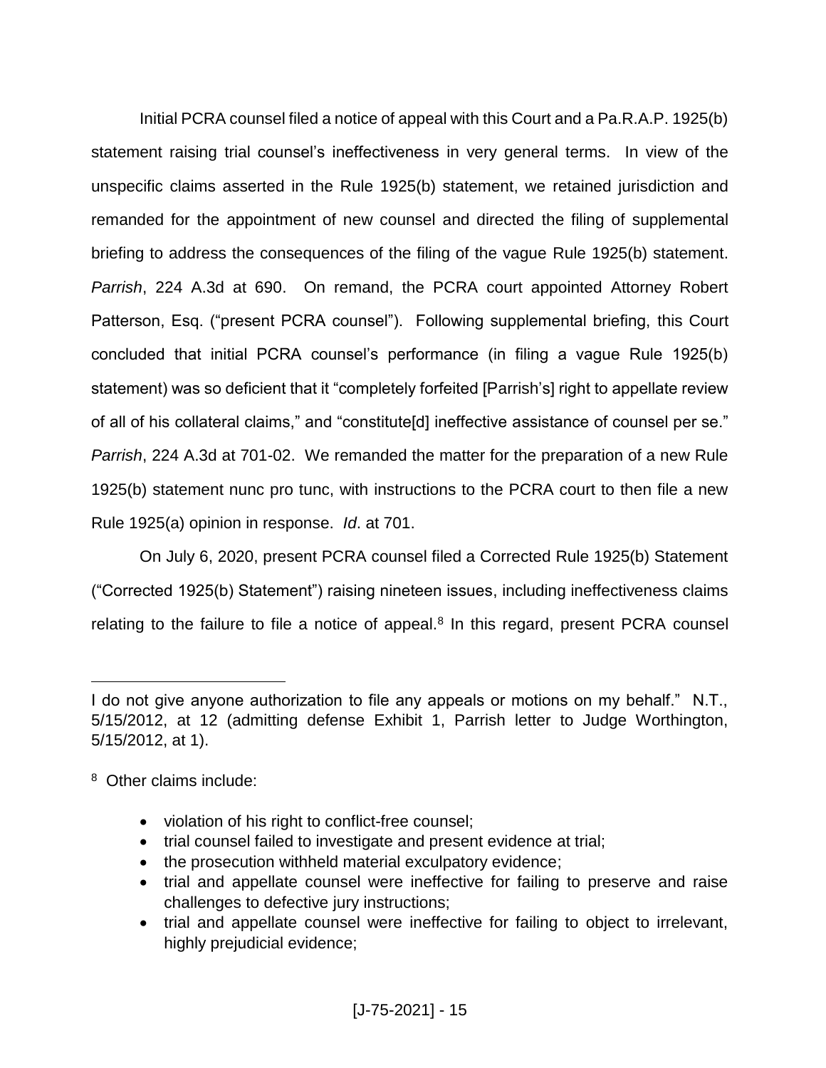Initial PCRA counsel filed a notice of appeal with this Court and a Pa.R.A.P. 1925(b) statement raising trial counsel's ineffectiveness in very general terms. In view of the unspecific claims asserted in the Rule 1925(b) statement, we retained jurisdiction and remanded for the appointment of new counsel and directed the filing of supplemental briefing to address the consequences of the filing of the vague Rule 1925(b) statement. *Parrish*, 224 A.3d at 690. On remand, the PCRA court appointed Attorney Robert Patterson, Esq. ("present PCRA counsel"). Following supplemental briefing, this Court concluded that initial PCRA counsel's performance (in filing a vague Rule 1925(b) statement) was so deficient that it "completely forfeited [Parrish's] right to appellate review of all of his collateral claims," and "constitute[d] ineffective assistance of counsel per se." *Parrish*, 224 A.3d at 701-02. We remanded the matter for the preparation of a new Rule 1925(b) statement nunc pro tunc, with instructions to the PCRA court to then file a new Rule 1925(a) opinion in response. *Id*. at 701.

On July 6, 2020, present PCRA counsel filed a Corrected Rule 1925(b) Statement ("Corrected 1925(b) Statement") raising nineteen issues, including ineffectiveness claims relating to the failure to file a notice of appeal.[8] In this regard, present PCRA counsel

---

I do not give anyone authorization to file any appeals or motions on my behalf." N.T., 5/15/2012, at 12 (admitting defense Exhibit 1, Parrish letter to Judge Worthington, 5/15/2012, at 1).

[8] Other claims include:

- violation of his right to conflict-free counsel;
- trial counsel failed to investigate and present evidence at trial;
- the prosecution withheld material exculpatory evidence;
- trial and appellate counsel were ineffective for failing to preserve and raise challenges to defective jury instructions;
- trial and appellate counsel were ineffective for failing to object to irrelevant, highly prejudicial evidence;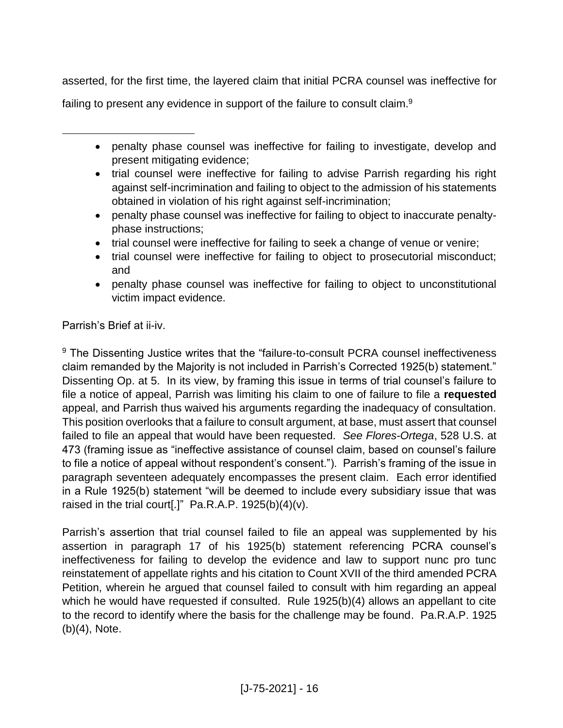asserted, for the first time, the layered claim that initial PCRA counsel was ineffective for failing to present any evidence in support of the failure to consult claim.[9]

- penalty phase counsel was ineffective for failing to investigate, develop and present mitigating evidence;
- trial counsel were ineffective for failing to advise Parrish regarding his right against self-incrimination and failing to object to the admission of his statements obtained in violation of his right against self-incrimination;
- penalty phase counsel was ineffective for failing to object to inaccurate penalty-phase instructions;
- trial counsel were ineffective for failing to seek a change of venue or venire;
- trial counsel were ineffective for failing to object to prosecutorial misconduct; and
- penalty phase counsel was ineffective for failing to object to unconstitutional victim impact evidence.

Parrish's Brief at ii-iv.

[9] The Dissenting Justice writes that the "failure-to-consult PCRA counsel ineffectiveness claim remanded by the Majority is not included in Parrish's Corrected 1925(b) statement." Dissenting Op. at 5. In its view, by framing this issue in terms of trial counsel's failure to file a notice of appeal, Parrish was limiting his claim to one of failure to file a **requested** appeal, and Parrish thus waived his arguments regarding the inadequacy of consultation. This position overlooks that a failure to consult argument, at base, must assert that counsel failed to file an appeal that would have been requested. *See Flores-Ortega*, 528 U.S. at 473 (framing issue as "ineffective assistance of counsel claim, based on counsel's failure to file a notice of appeal without respondent's consent."). Parrish's framing of the issue in paragraph seventeen adequately encompasses the present claim. Each error identified in a Rule 1925(b) statement "will be deemed to include every subsidiary issue that was raised in the trial court[.]" Pa.R.A.P. 1925(b)(4)(v).

Parrish's assertion that trial counsel failed to file an appeal was supplemented by his assertion in paragraph 17 of his 1925(b) statement referencing PCRA counsel's ineffectiveness for failing to develop the evidence and law to support nunc pro tunc reinstatement of appellate rights and his citation to Count XVII of the third amended PCRA Petition, wherein he argued that counsel failed to consult with him regarding an appeal which he would have requested if consulted. Rule 1925(b)(4) allows an appellant to cite to the record to identify where the basis for the challenge may be found. Pa.R.A.P. 1925 (b)(4), Note.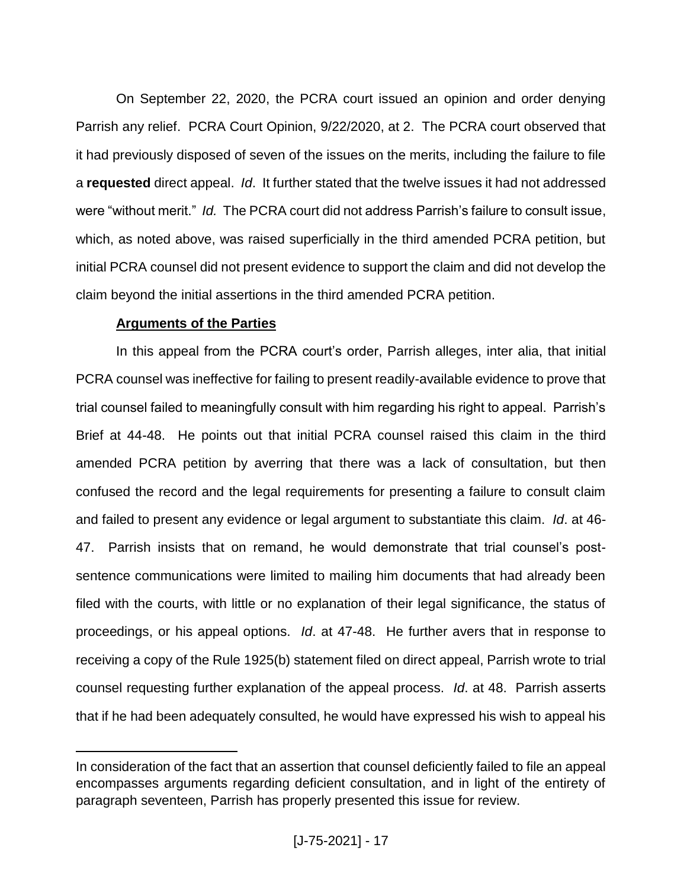On September 22, 2020, the PCRA court issued an opinion and order denying Parrish any relief. PCRA Court Opinion, 9/22/2020, at 2. The PCRA court observed that it had previously disposed of seven of the issues on the merits, including the failure to file a **requested** direct appeal. *Id*. It further stated that the twelve issues it had not addressed were "without merit." *Id.* The PCRA court did not address Parrish's failure to consult issue, which, as noted above, was raised superficially in the third amended PCRA petition, but initial PCRA counsel did not present evidence to support the claim and did not develop the claim beyond the initial assertions in the third amended PCRA petition.

**Arguments of the Parties**

In this appeal from the PCRA court's order, Parrish alleges, inter alia, that initial PCRA counsel was ineffective for failing to present readily-available evidence to prove that trial counsel failed to meaningfully consult with him regarding his right to appeal. Parrish's Brief at 44-48. He points out that initial PCRA counsel raised this claim in the third amended PCRA petition by averring that there was a lack of consultation, but then confused the record and the legal requirements for presenting a failure to consult claim and failed to present any evidence or legal argument to substantiate this claim. *Id*. at 46-47. Parrish insists that on remand, he would demonstrate that trial counsel's post-sentence communications were limited to mailing him documents that had already been filed with the courts, with little or no explanation of their legal significance, the status of proceedings, or his appeal options. *Id*. at 47-48. He further avers that in response to receiving a copy of the Rule 1925(b) statement filed on direct appeal, Parrish wrote to trial counsel requesting further explanation of the appeal process. *Id*. at 48. Parrish asserts that if he had been adequately consulted, he would have expressed his wish to appeal his

---

In consideration of the fact that an assertion that counsel deficiently failed to file an appeal encompasses arguments regarding deficient consultation, and in light of the entirety of paragraph seventeen, Parrish has properly presented this issue for review.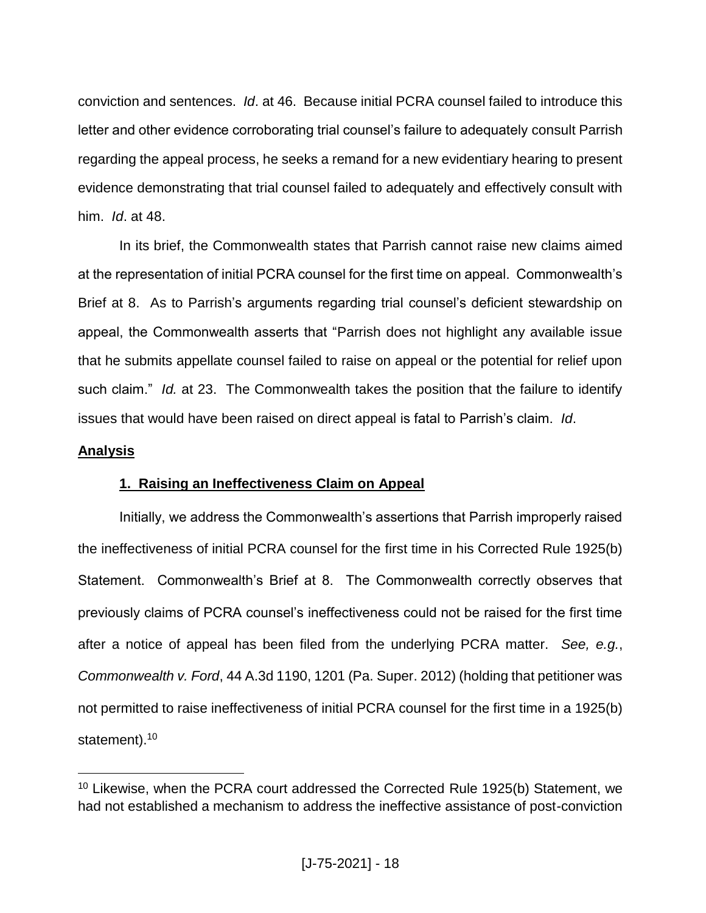conviction and sentences. *Id*. at 46. Because initial PCRA counsel failed to introduce this letter and other evidence corroborating trial counsel's failure to adequately consult Parrish regarding the appeal process, he seeks a remand for a new evidentiary hearing to present evidence demonstrating that trial counsel failed to adequately and effectively consult with him. *Id*. at 48.

In its brief, the Commonwealth states that Parrish cannot raise new claims aimed at the representation of initial PCRA counsel for the first time on appeal. Commonwealth's Brief at 8. As to Parrish's arguments regarding trial counsel's deficient stewardship on appeal, the Commonwealth asserts that "Parrish does not highlight any available issue that he submits appellate counsel failed to raise on appeal or the potential for relief upon such claim." *Id.* at 23. The Commonwealth takes the position that the failure to identify issues that would have been raised on direct appeal is fatal to Parrish's claim. *Id*.

**Analysis**

**1. Raising an Ineffectiveness Claim on Appeal**

Initially, we address the Commonwealth's assertions that Parrish improperly raised the ineffectiveness of initial PCRA counsel for the first time in his Corrected Rule 1925(b) Statement. Commonwealth's Brief at 8. The Commonwealth correctly observes that previously claims of PCRA counsel's ineffectiveness could not be raised for the first time after a notice of appeal has been filed from the underlying PCRA matter. *See, e.g.*, *Commonwealth v. Ford*, 44 A.3d 1190, 1201 (Pa. Super. 2012) (holding that petitioner was not permitted to raise ineffectiveness of initial PCRA counsel for the first time in a 1925(b) statement).[10]

[10] Likewise, when the PCRA court addressed the Corrected Rule 1925(b) Statement, we had not established a mechanism to address the ineffective assistance of post-conviction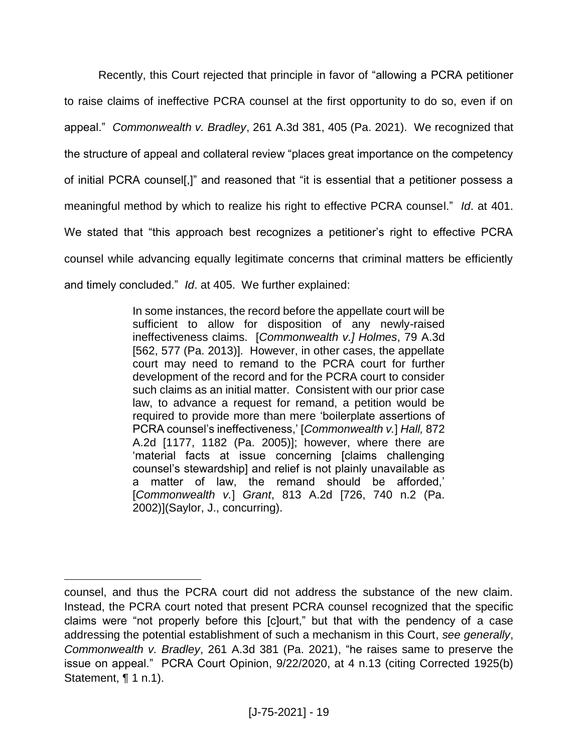Recently, this Court rejected that principle in favor of "allowing a PCRA petitioner to raise claims of ineffective PCRA counsel at the first opportunity to do so, even if on appeal." *Commonwealth v. Bradley*, 261 A.3d 381, 405 (Pa. 2021). We recognized that the structure of appeal and collateral review "places great importance on the competency of initial PCRA counsel[,]" and reasoned that "it is essential that a petitioner possess a meaningful method by which to realize his right to effective PCRA counsel." *Id*. at 401. We stated that "this approach best recognizes a petitioner's right to effective PCRA counsel while advancing equally legitimate concerns that criminal matters be efficiently and timely concluded." *Id*. at 405. We further explained:

> In some instances, the record before the appellate court will be sufficient to allow for disposition of any newly-raised ineffectiveness claims. [*Commonwealth v.] Holmes*, 79 A.3d [562, 577 (Pa. 2013)]. However, in other cases, the appellate court may need to remand to the PCRA court for further development of the record and for the PCRA court to consider such claims as an initial matter. Consistent with our prior case law, to advance a request for remand, a petition would be required to provide more than mere 'boilerplate assertions of PCRA counsel's ineffectiveness,' [*Commonwealth v.*] *Hall,* 872 A.2d [1177, 1182 (Pa. 2005)]; however, where there are 'material facts at issue concerning [claims challenging counsel's stewardship] and relief is not plainly unavailable as a matter of law, the remand should be afforded,' [*Commonwealth v.*] *Grant*, 813 A.2d [726, 740 n.2 (Pa. 2002)](Saylor, J., concurring).

---

counsel, and thus the PCRA court did not address the substance of the new claim. Instead, the PCRA court noted that present PCRA counsel recognized that the specific claims were "not properly before this [c]ourt," but that with the pendency of a case addressing the potential establishment of such a mechanism in this Court, *see generally*, *Commonwealth v. Bradley*, 261 A.3d 381 (Pa. 2021), "he raises same to preserve the issue on appeal." PCRA Court Opinion, 9/22/2020, at 4 n.13 (citing Corrected 1925(b) Statement, ¶ 1 n.1).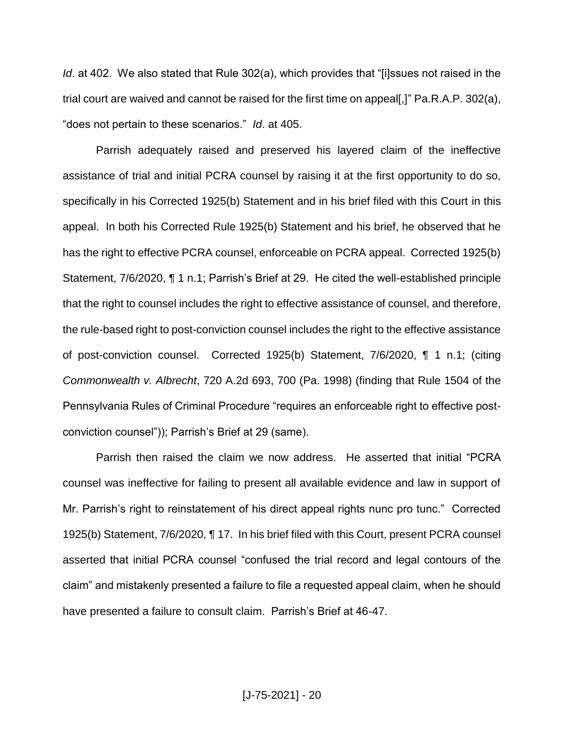*Id*. at 402. We also stated that Rule 302(a), which provides that "[i]ssues not raised in the trial court are waived and cannot be raised for the first time on appeal[,]" Pa.R.A.P. 302(a), "does not pertain to these scenarios." *Id*. at 405.

Parrish adequately raised and preserved his layered claim of the ineffective assistance of trial and initial PCRA counsel by raising it at the first opportunity to do so, specifically in his Corrected 1925(b) Statement and in his brief filed with this Court in this appeal. In both his Corrected Rule 1925(b) Statement and his brief, he observed that he has the right to effective PCRA counsel, enforceable on PCRA appeal. Corrected 1925(b) Statement, 7/6/2020, ¶ 1 n.1; Parrish's Brief at 29. He cited the well-established principle that the right to counsel includes the right to effective assistance of counsel, and therefore, the rule-based right to post-conviction counsel includes the right to the effective assistance of post-conviction counsel. Corrected 1925(b) Statement, 7/6/2020, ¶ 1 n.1; (citing *Commonwealth v. Albrecht*, 720 A.2d 693, 700 (Pa. 1998) (finding that Rule 1504 of the Pennsylvania Rules of Criminal Procedure "requires an enforceable right to effective post-conviction counsel")); Parrish's Brief at 29 (same).

Parrish then raised the claim we now address. He asserted that initial "PCRA counsel was ineffective for failing to present all available evidence and law in support of Mr. Parrish's right to reinstatement of his direct appeal rights nunc pro tunc." Corrected 1925(b) Statement, 7/6/2020, ¶ 17. In his brief filed with this Court, present PCRA counsel asserted that initial PCRA counsel "confused the trial record and legal contours of the claim" and mistakenly presented a failure to file a requested appeal claim, when he should have presented a failure to consult claim. Parrish's Brief at 46-47.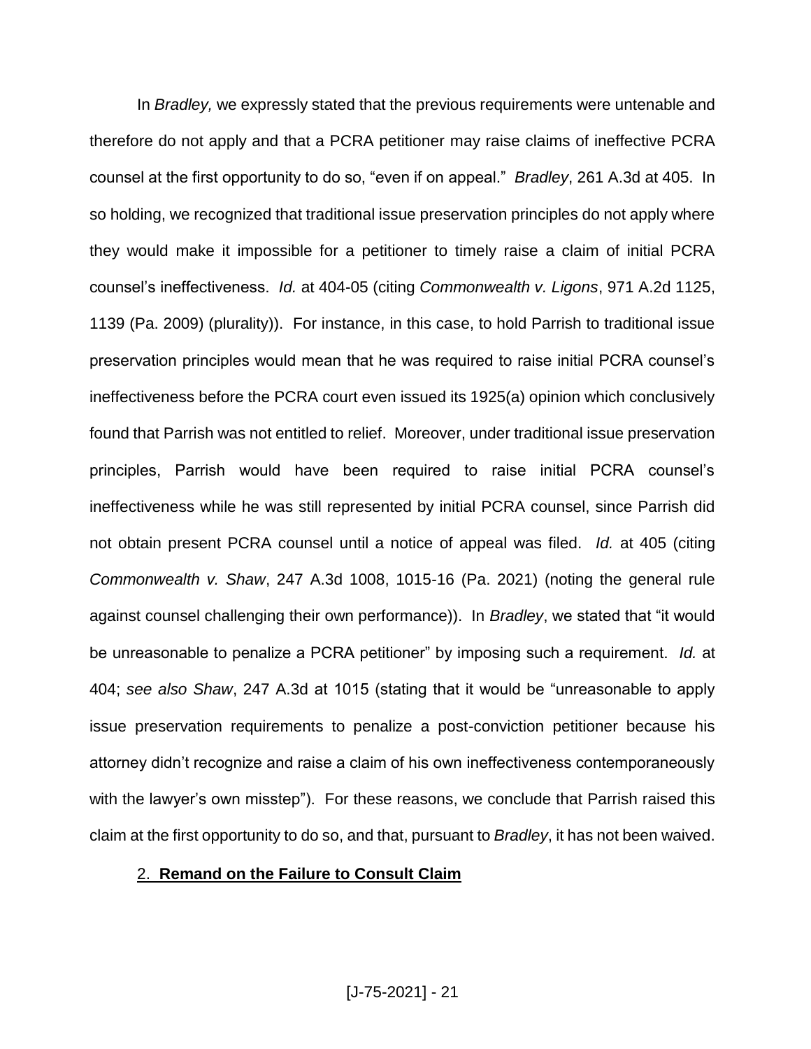In *Bradley,* we expressly stated that the previous requirements were untenable and therefore do not apply and that a PCRA petitioner may raise claims of ineffective PCRA counsel at the first opportunity to do so, "even if on appeal." *Bradley*, 261 A.3d at 405. In so holding, we recognized that traditional issue preservation principles do not apply where they would make it impossible for a petitioner to timely raise a claim of initial PCRA counsel's ineffectiveness. *Id.* at 404-05 (citing *Commonwealth v. Ligons*, 971 A.2d 1125, 1139 (Pa. 2009) (plurality)). For instance, in this case, to hold Parrish to traditional issue preservation principles would mean that he was required to raise initial PCRA counsel's ineffectiveness before the PCRA court even issued its 1925(a) opinion which conclusively found that Parrish was not entitled to relief. Moreover, under traditional issue preservation principles, Parrish would have been required to raise initial PCRA counsel's ineffectiveness while he was still represented by initial PCRA counsel, since Parrish did not obtain present PCRA counsel until a notice of appeal was filed. *Id.* at 405 (citing *Commonwealth v. Shaw*, 247 A.3d 1008, 1015-16 (Pa. 2021) (noting the general rule against counsel challenging their own performance)). In *Bradley*, we stated that "it would be unreasonable to penalize a PCRA petitioner" by imposing such a requirement. *Id.* at 404; *see also Shaw*, 247 A.3d at 1015 (stating that it would be "unreasonable to apply issue preservation requirements to penalize a post-conviction petitioner because his attorney didn't recognize and raise a claim of his own ineffectiveness contemporaneously with the lawyer's own misstep"). For these reasons, we conclude that Parrish raised this claim at the first opportunity to do so, and that, pursuant to *Bradley*, it has not been waived.

2. **Remand on the Failure to Consult Claim**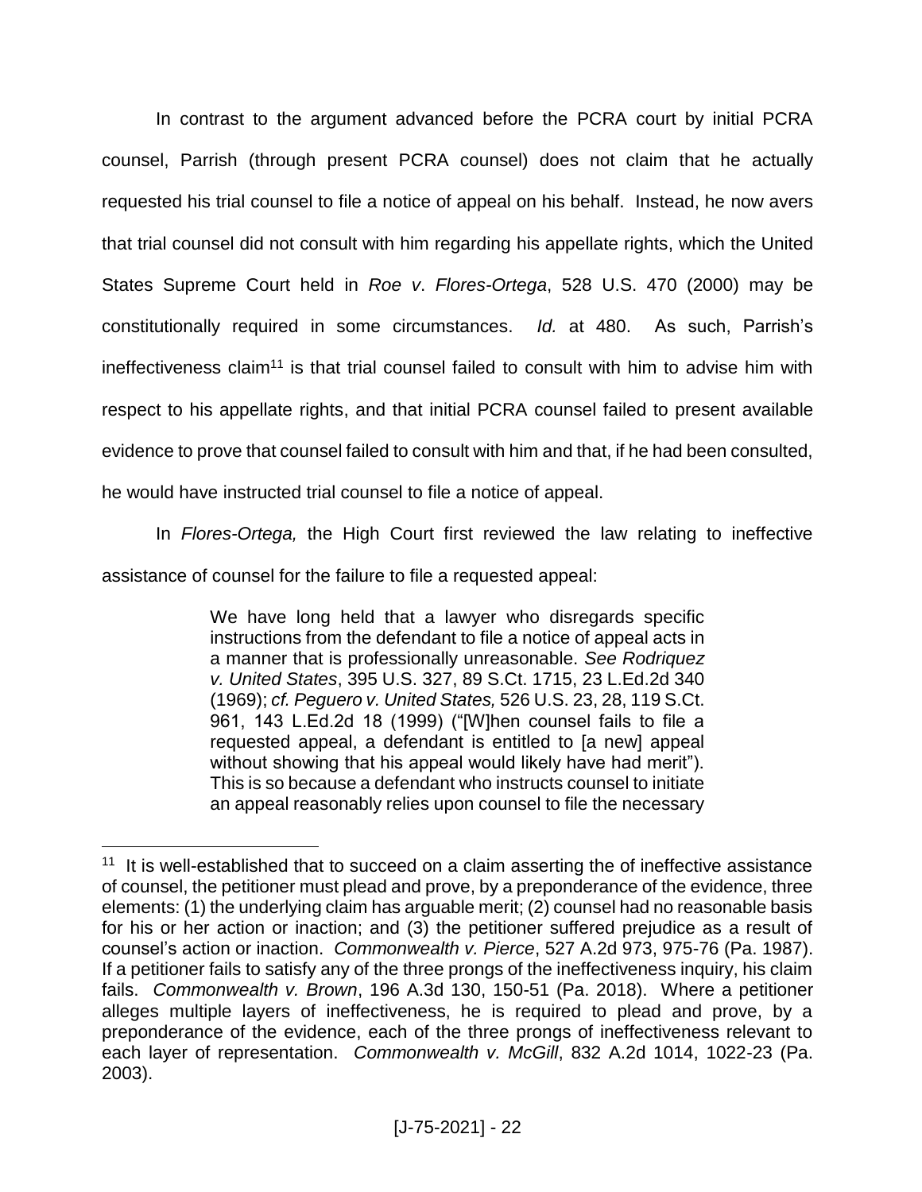In contrast to the argument advanced before the PCRA court by initial PCRA counsel, Parrish (through present PCRA counsel) does not claim that he actually requested his trial counsel to file a notice of appeal on his behalf. Instead, he now avers that trial counsel did not consult with him regarding his appellate rights, which the United States Supreme Court held in *Roe v. Flores-Ortega*, 528 U.S. 470 (2000) may be constitutionally required in some circumstances. *Id.* at 480. As such, Parrish's ineffectiveness claim[11] is that trial counsel failed to consult with him to advise him with respect to his appellate rights, and that initial PCRA counsel failed to present available evidence to prove that counsel failed to consult with him and that, if he had been consulted, he would have instructed trial counsel to file a notice of appeal.

In *Flores-Ortega,* the High Court first reviewed the law relating to ineffective assistance of counsel for the failure to file a requested appeal:

> We have long held that a lawyer who disregards specific instructions from the defendant to file a notice of appeal acts in a manner that is professionally unreasonable. *See Rodriquez v. United States*, 395 U.S. 327, 89 S.Ct. 1715, 23 L.Ed.2d 340 (1969); *cf. Peguero v. United States,* 526 U.S. 23, 28, 119 S.Ct. 961, 143 L.Ed.2d 18 (1999) ("[W]hen counsel fails to file a requested appeal, a defendant is entitled to [a new] appeal without showing that his appeal would likely have had merit"). This is so because a defendant who instructs counsel to initiate an appeal reasonably relies upon counsel to file the necessary

---

[11] It is well-established that to succeed on a claim asserting the of ineffective assistance of counsel, the petitioner must plead and prove, by a preponderance of the evidence, three elements: (1) the underlying claim has arguable merit; (2) counsel had no reasonable basis for his or her action or inaction; and (3) the petitioner suffered prejudice as a result of counsel's action or inaction. *Commonwealth v. Pierce*, 527 A.2d 973, 975-76 (Pa. 1987). If a petitioner fails to satisfy any of the three prongs of the ineffectiveness inquiry, his claim fails. *Commonwealth v. Brown*, 196 A.3d 130, 150-51 (Pa. 2018). Where a petitioner alleges multiple layers of ineffectiveness, he is required to plead and prove, by a preponderance of the evidence, each of the three prongs of ineffectiveness relevant to each layer of representation. *Commonwealth v. McGill*, 832 A.2d 1014, 1022-23 (Pa. 2003).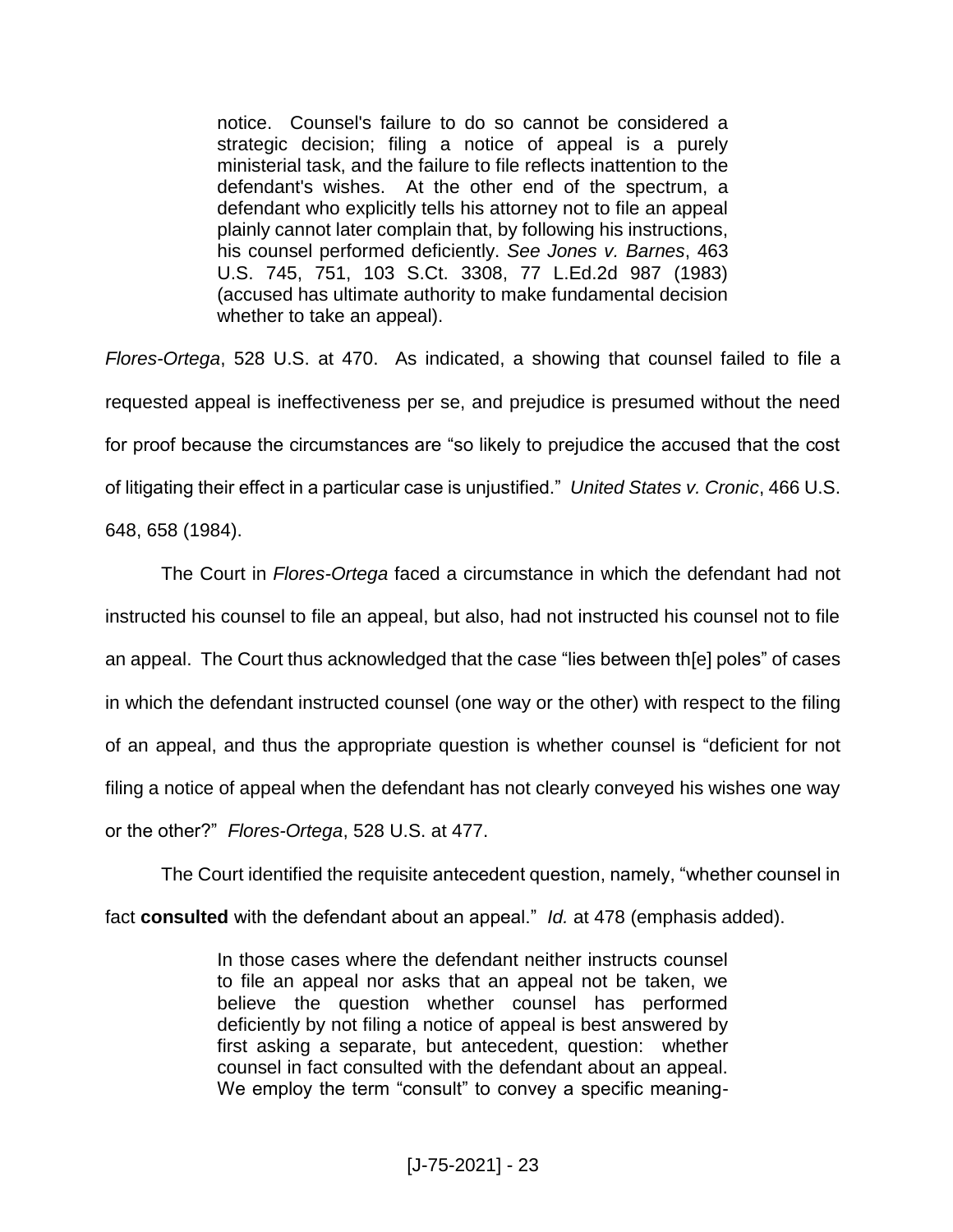> notice. Counsel's failure to do so cannot be considered a strategic decision; filing a notice of appeal is a purely ministerial task, and the failure to file reflects inattention to the defendant's wishes. At the other end of the spectrum, a defendant who explicitly tells his attorney not to file an appeal plainly cannot later complain that, by following his instructions, his counsel performed deficiently. *See Jones v. Barnes*, 463 U.S. 745, 751, 103 S.Ct. 3308, 77 L.Ed.2d 987 (1983) (accused has ultimate authority to make fundamental decision whether to take an appeal).

*Flores-Ortega*, 528 U.S. at 470. As indicated, a showing that counsel failed to file a requested appeal is ineffectiveness per se, and prejudice is presumed without the need for proof because the circumstances are "so likely to prejudice the accused that the cost of litigating their effect in a particular case is unjustified." *United States v. Cronic*, 466 U.S. 648, 658 (1984).

The Court in *Flores-Ortega* faced a circumstance in which the defendant had not instructed his counsel to file an appeal, but also, had not instructed his counsel not to file an appeal. The Court thus acknowledged that the case "lies between th[e] poles" of cases in which the defendant instructed counsel (one way or the other) with respect to the filing of an appeal, and thus the appropriate question is whether counsel is "deficient for not filing a notice of appeal when the defendant has not clearly conveyed his wishes one way or the other?" *Flores-Ortega*, 528 U.S. at 477.

The Court identified the requisite antecedent question, namely, "whether counsel in fact **consulted** with the defendant about an appeal." *Id.* at 478 (emphasis added).

> In those cases where the defendant neither instructs counsel to file an appeal nor asks that an appeal not be taken, we believe the question whether counsel has performed deficiently by not filing a notice of appeal is best answered by first asking a separate, but antecedent, question: whether counsel in fact consulted with the defendant about an appeal. We employ the term "consult" to convey a specific meaning-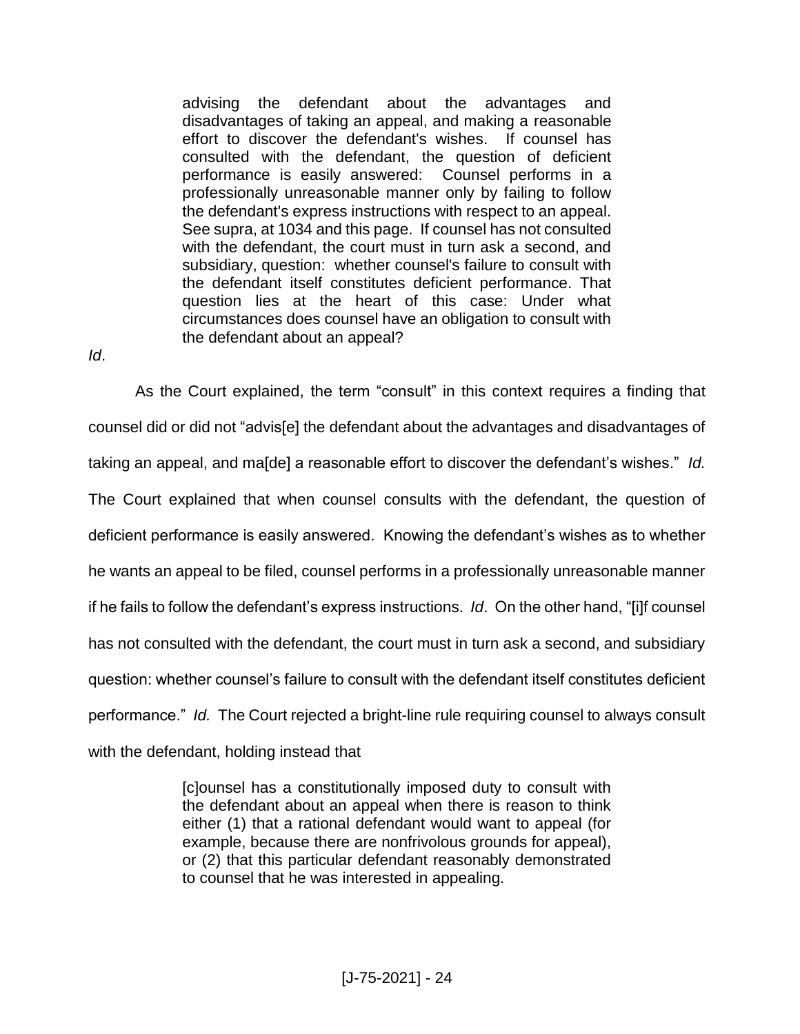> advising the defendant about the advantages and disadvantages of taking an appeal, and making a reasonable effort to discover the defendant's wishes. If counsel has consulted with the defendant, the question of deficient performance is easily answered: Counsel performs in a professionally unreasonable manner only by failing to follow the defendant's express instructions with respect to an appeal. See supra, at 1034 and this page. If counsel has not consulted with the defendant, the court must in turn ask a second, and subsidiary, question: whether counsel's failure to consult with the defendant itself constitutes deficient performance. That question lies at the heart of this case: Under what circumstances does counsel have an obligation to consult with the defendant about an appeal?

*Id*.

As the Court explained, the term "consult" in this context requires a finding that counsel did or did not "advis[e] the defendant about the advantages and disadvantages of taking an appeal, and ma[de] a reasonable effort to discover the defendant's wishes." *Id.* The Court explained that when counsel consults with the defendant, the question of deficient performance is easily answered. Knowing the defendant's wishes as to whether he wants an appeal to be filed, counsel performs in a professionally unreasonable manner if he fails to follow the defendant's express instructions. *Id*. On the other hand, "[i]f counsel has not consulted with the defendant, the court must in turn ask a second, and subsidiary question: whether counsel's failure to consult with the defendant itself constitutes deficient performance." *Id.* The Court rejected a bright-line rule requiring counsel to always consult with the defendant, holding instead that

> [c]ounsel has a constitutionally imposed duty to consult with the defendant about an appeal when there is reason to think either (1) that a rational defendant would want to appeal (for example, because there are nonfrivolous grounds for appeal), or (2) that this particular defendant reasonably demonstrated to counsel that he was interested in appealing.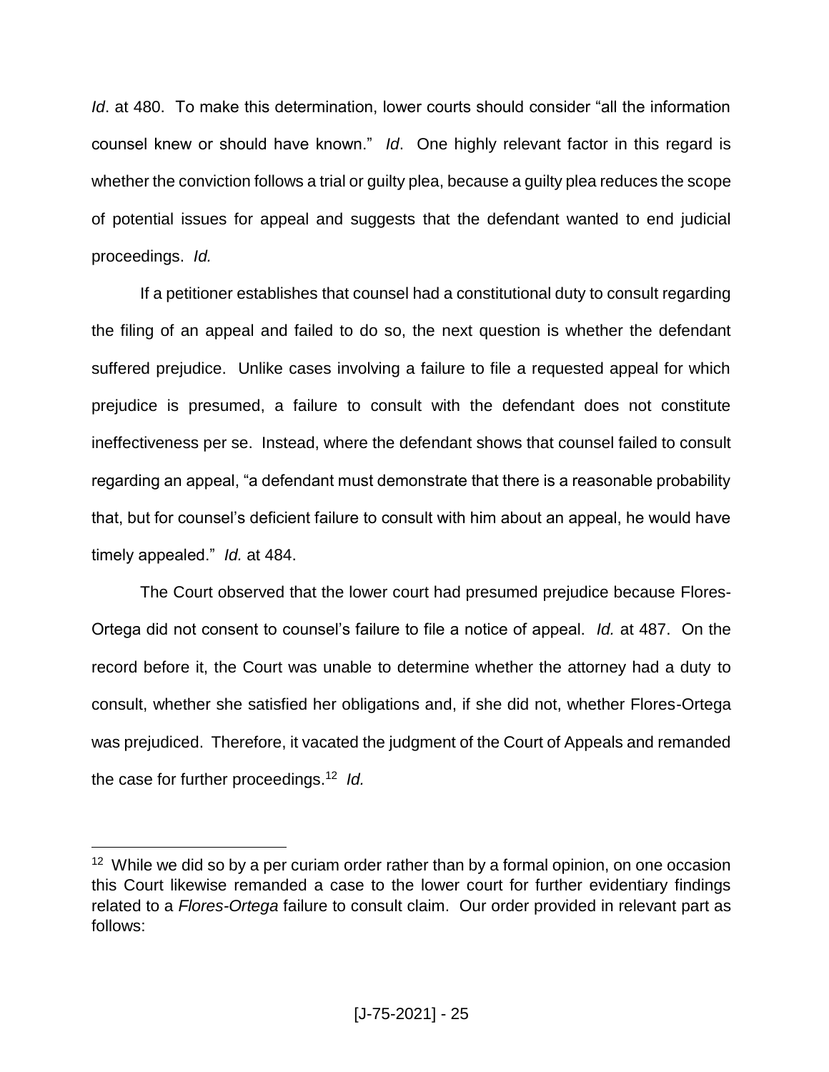*Id*. at 480. To make this determination, lower courts should consider "all the information counsel knew or should have known." *Id*. One highly relevant factor in this regard is whether the conviction follows a trial or guilty plea, because a guilty plea reduces the scope of potential issues for appeal and suggests that the defendant wanted to end judicial proceedings. *Id.*

If a petitioner establishes that counsel had a constitutional duty to consult regarding the filing of an appeal and failed to do so, the next question is whether the defendant suffered prejudice. Unlike cases involving a failure to file a requested appeal for which prejudice is presumed, a failure to consult with the defendant does not constitute ineffectiveness per se. Instead, where the defendant shows that counsel failed to consult regarding an appeal, "a defendant must demonstrate that there is a reasonable probability that, but for counsel's deficient failure to consult with him about an appeal, he would have timely appealed." *Id.* at 484.

The Court observed that the lower court had presumed prejudice because Flores-Ortega did not consent to counsel's failure to file a notice of appeal. *Id.* at 487. On the record before it, the Court was unable to determine whether the attorney had a duty to consult, whether she satisfied her obligations and, if she did not, whether Flores-Ortega was prejudiced. Therefore, it vacated the judgment of the Court of Appeals and remanded the case for further proceedings.[12] *Id.*

---

[12] While we did so by a per curiam order rather than by a formal opinion, on one occasion this Court likewise remanded a case to the lower court for further evidentiary findings related to a *Flores-Ortega* failure to consult claim. Our order provided in relevant part as follows: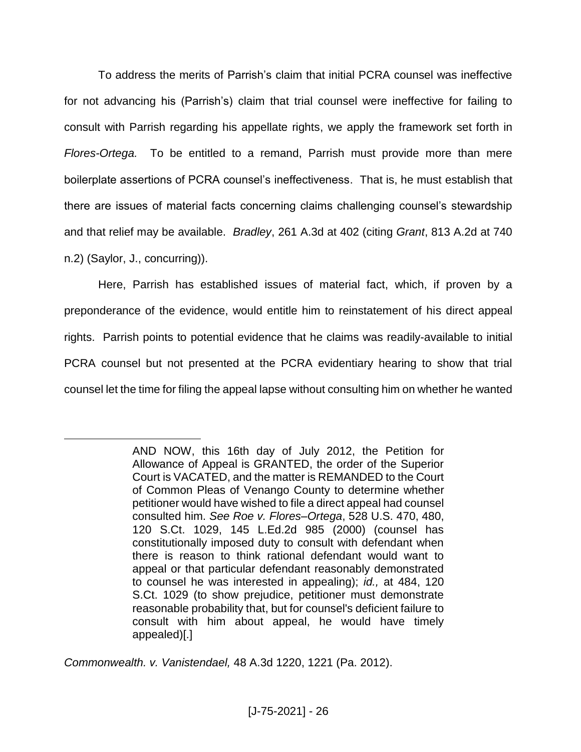To address the merits of Parrish's claim that initial PCRA counsel was ineffective for not advancing his (Parrish's) claim that trial counsel were ineffective for failing to consult with Parrish regarding his appellate rights, we apply the framework set forth in *Flores-Ortega.* To be entitled to a remand, Parrish must provide more than mere boilerplate assertions of PCRA counsel's ineffectiveness. That is, he must establish that there are issues of material facts concerning claims challenging counsel's stewardship and that relief may be available. *Bradley*, 261 A.3d at 402 (citing *Grant*, 813 A.2d at 740 n.2) (Saylor, J., concurring)).

Here, Parrish has established issues of material fact, which, if proven by a preponderance of the evidence, would entitle him to reinstatement of his direct appeal rights. Parrish points to potential evidence that he claims was readily-available to initial PCRA counsel but not presented at the PCRA evidentiary hearing to show that trial counsel let the time for filing the appeal lapse without consulting him on whether he wanted

---

> AND NOW, this 16th day of July 2012, the Petition for Allowance of Appeal is GRANTED, the order of the Superior Court is VACATED, and the matter is REMANDED to the Court of Common Pleas of Venango County to determine whether petitioner would have wished to file a direct appeal had counsel consulted him. *See Roe v. Flores–Ortega*, 528 U.S. 470, 480, 120 S.Ct. 1029, 145 L.Ed.2d 985 (2000) (counsel has constitutionally imposed duty to consult with defendant when there is reason to think rational defendant would want to appeal or that particular defendant reasonably demonstrated to counsel he was interested in appealing); *id.,* at 484, 120 S.Ct. 1029 (to show prejudice, petitioner must demonstrate reasonable probability that, but for counsel's deficient failure to consult with him about appeal, he would have timely appealed)[.]

*Commonwealth. v. Vanistendael,* 48 A.3d 1220, 1221 (Pa. 2012).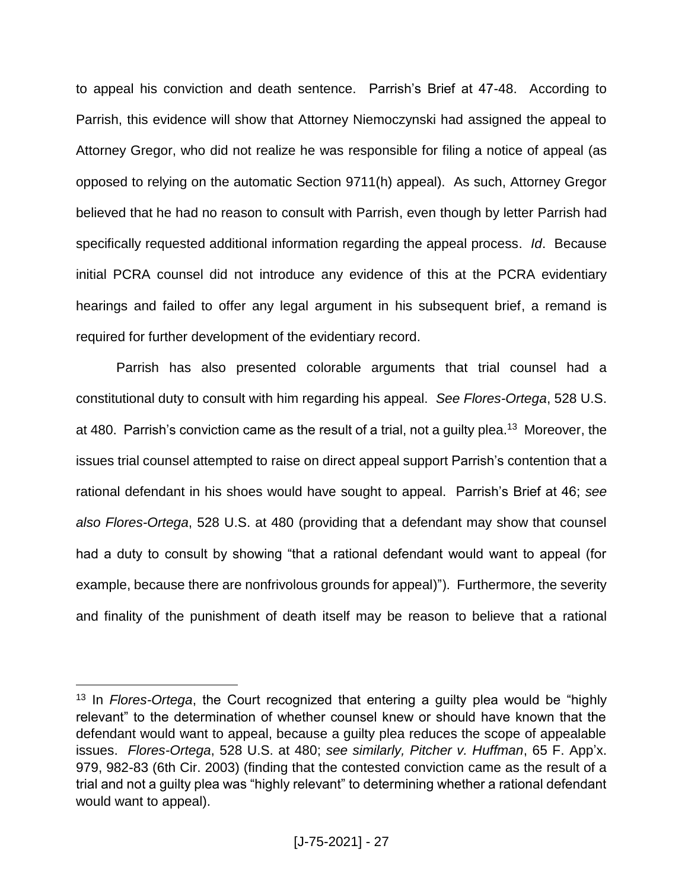to appeal his conviction and death sentence. Parrish's Brief at 47-48. According to Parrish, this evidence will show that Attorney Niemoczynski had assigned the appeal to Attorney Gregor, who did not realize he was responsible for filing a notice of appeal (as opposed to relying on the automatic Section 9711(h) appeal). As such, Attorney Gregor believed that he had no reason to consult with Parrish, even though by letter Parrish had specifically requested additional information regarding the appeal process. *Id*. Because initial PCRA counsel did not introduce any evidence of this at the PCRA evidentiary hearings and failed to offer any legal argument in his subsequent brief, a remand is required for further development of the evidentiary record.

Parrish has also presented colorable arguments that trial counsel had a constitutional duty to consult with him regarding his appeal. *See Flores-Ortega*, 528 U.S. at 480. Parrish's conviction came as the result of a trial, not a guilty plea.[13] Moreover, the issues trial counsel attempted to raise on direct appeal support Parrish's contention that a rational defendant in his shoes would have sought to appeal. Parrish's Brief at 46; *see also Flores-Ortega*, 528 U.S. at 480 (providing that a defendant may show that counsel had a duty to consult by showing "that a rational defendant would want to appeal (for example, because there are nonfrivolous grounds for appeal)"). Furthermore, the severity and finality of the punishment of death itself may be reason to believe that a rational

---

[13] In *Flores-Ortega*, the Court recognized that entering a guilty plea would be "highly relevant" to the determination of whether counsel knew or should have known that the defendant would want to appeal, because a guilty plea reduces the scope of appealable issues. *Flores-Ortega*, 528 U.S. at 480; *see similarly, Pitcher v. Huffman*, 65 F. App'x. 979, 982-83 (6th Cir. 2003) (finding that the contested conviction came as the result of a trial and not a guilty plea was "highly relevant" to determining whether a rational defendant would want to appeal).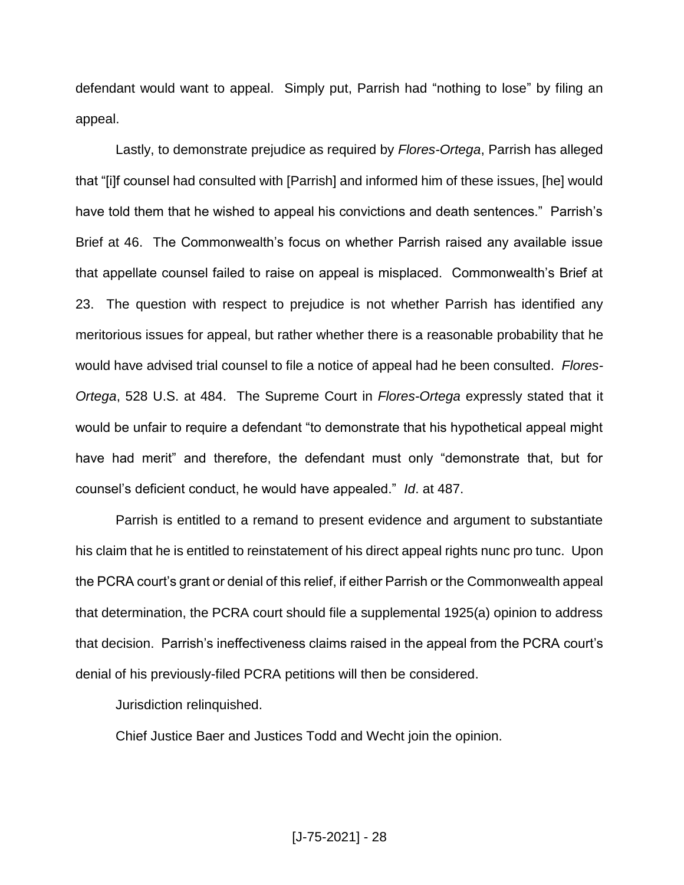defendant would want to appeal. Simply put, Parrish had "nothing to lose" by filing an appeal.

Lastly, to demonstrate prejudice as required by *Flores-Ortega*, Parrish has alleged that "[i]f counsel had consulted with [Parrish] and informed him of these issues, [he] would have told them that he wished to appeal his convictions and death sentences." Parrish's Brief at 46. The Commonwealth's focus on whether Parrish raised any available issue that appellate counsel failed to raise on appeal is misplaced. Commonwealth's Brief at 23. The question with respect to prejudice is not whether Parrish has identified any meritorious issues for appeal, but rather whether there is a reasonable probability that he would have advised trial counsel to file a notice of appeal had he been consulted. *Flores-Ortega*, 528 U.S. at 484. The Supreme Court in *Flores-Ortega* expressly stated that it would be unfair to require a defendant "to demonstrate that his hypothetical appeal might have had merit" and therefore, the defendant must only "demonstrate that, but for counsel's deficient conduct, he would have appealed." *Id*. at 487.

Parrish is entitled to a remand to present evidence and argument to substantiate his claim that he is entitled to reinstatement of his direct appeal rights nunc pro tunc. Upon the PCRA court's grant or denial of this relief, if either Parrish or the Commonwealth appeal that determination, the PCRA court should file a supplemental 1925(a) opinion to address that decision. Parrish's ineffectiveness claims raised in the appeal from the PCRA court's denial of his previously-filed PCRA petitions will then be considered.

Jurisdiction relinquished.

Chief Justice Baer and Justices Todd and Wecht join the opinion.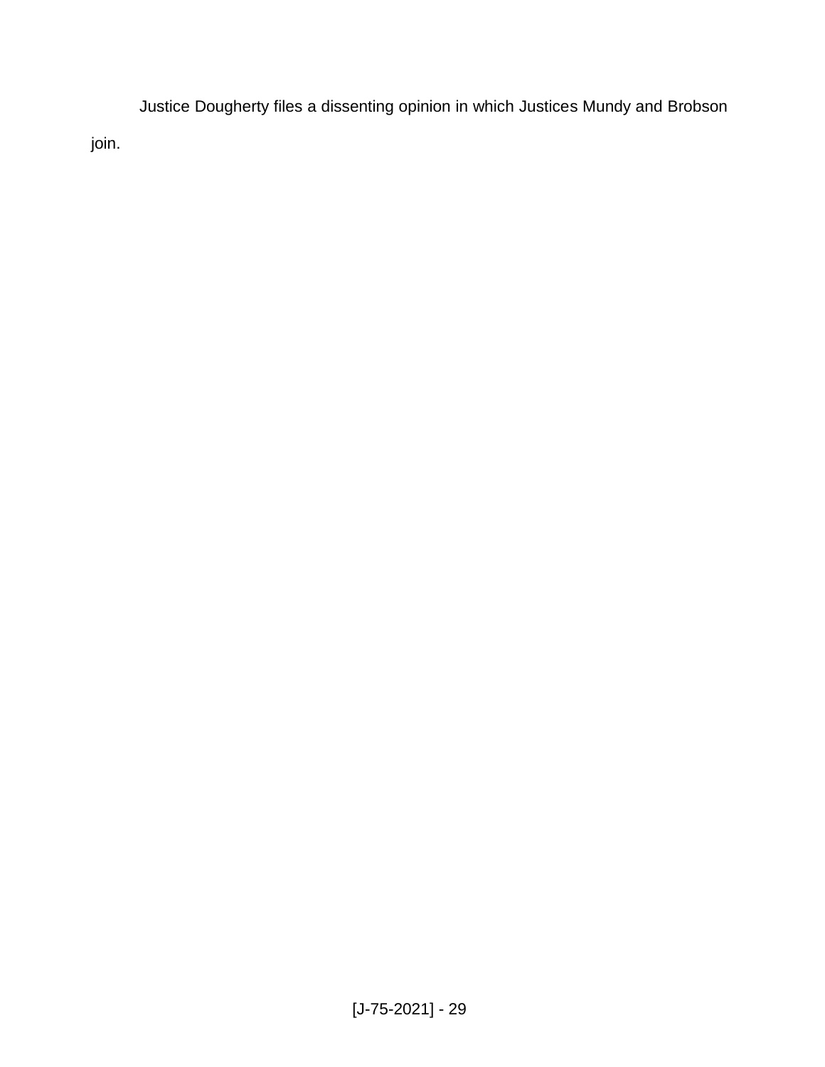Justice Dougherty files a dissenting opinion in which Justices Mundy and Brobson join.